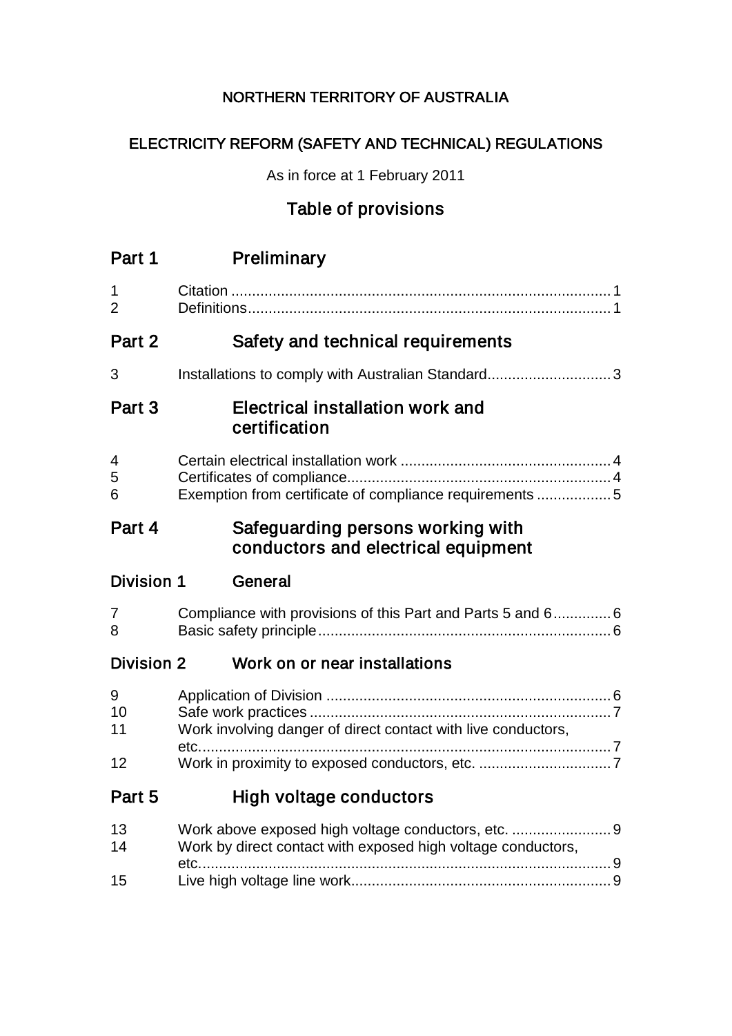NORTHERN TERRITORY OF AUSTRALIA

ELECTRICITY REFORM (SAFETY AND TECHNICAL) REGULATIONS

As in force at 1 February 2011

# Table of provisions

## Part 1 Preliminary

1 Citation ... 1
2 Definitions ... 1

## Part 2 Safety and technical requirements

3 Installations to comply with Australian Standard ... 3

## Part 3 Electrical installation work and certification

4 Certain electrical installation work ... 4
5 Certificates of compliance ... 4
6 Exemption from certificate of compliance requirements ... 5

## Part 4 Safeguarding persons working with conductors and electrical equipment

### Division 1 General

7 Compliance with provisions of this Part and Parts 5 and 6 ... 6
8 Basic safety principle ... 6

### Division 2 Work on or near installations

9 Application of Division ... 6
10 Safe work practices ... 7
11 Work involving danger of direct contact with live conductors, etc. ... 7
12 Work in proximity to exposed conductors, etc. ... 7

## Part 5 High voltage conductors

13 Work above exposed high voltage conductors, etc. ... 9
14 Work by direct contact with exposed high voltage conductors, etc. ... 9
15 Live high voltage line work ... 9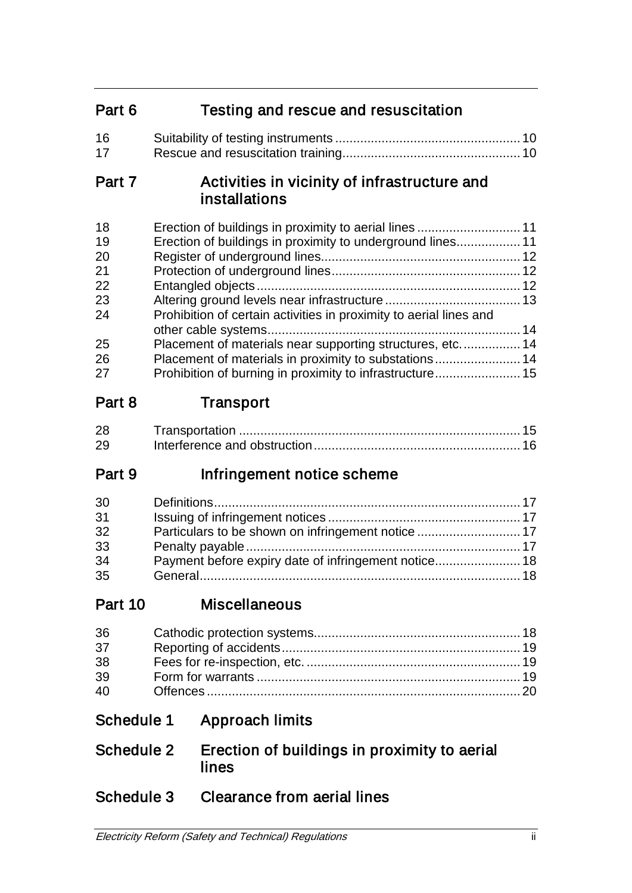## Part 6 Testing and rescue and resuscitation

| | | |
|---|---|---|
| 16 | Suitability of testing instruments | 10 |
| 17 | Rescue and resuscitation training | 10 |

## Part 7 Activities in vicinity of infrastructure and installations

| | | |
|---|---|---|
| 18 | Erection of buildings in proximity to aerial lines | 11 |
| 19 | Erection of buildings in proximity to underground lines | 11 |
| 20 | Register of underground lines | 12 |
| 21 | Protection of underground lines | 12 |
| 22 | Entangled objects | 12 |
| 23 | Altering ground levels near infrastructure | 13 |
| 24 | Prohibition of certain activities in proximity to aerial lines and other cable systems | 14 |
| 25 | Placement of materials near supporting structures, etc. | 14 |
| 26 | Placement of materials in proximity to substations | 14 |
| 27 | Prohibition of burning in proximity to infrastructure | 15 |

## Part 8 Transport

| | | |
|---|---|---|
| 28 | Transportation | 15 |
| 29 | Interference and obstruction | 16 |

## Part 9 Infringement notice scheme

| | | |
|---|---|---|
| 30 | Definitions | 17 |
| 31 | Issuing of infringement notices | 17 |
| 32 | Particulars to be shown on infringement notice | 17 |
| 33 | Penalty payable | 17 |
| 34 | Payment before expiry date of infringement notice | 18 |
| 35 | General | 18 |

## Part 10 Miscellaneous

| | | |
|---|---|---|
| 36 | Cathodic protection systems | 18 |
| 37 | Reporting of accidents | 19 |
| 38 | Fees for re-inspection, etc. | 19 |
| 39 | Form for warrants | 19 |
| 40 | Offences | 20 |

## Schedule 1 Approach limits

## Schedule 2 Erection of buildings in proximity to aerial lines

## Schedule 3 Clearance from aerial lines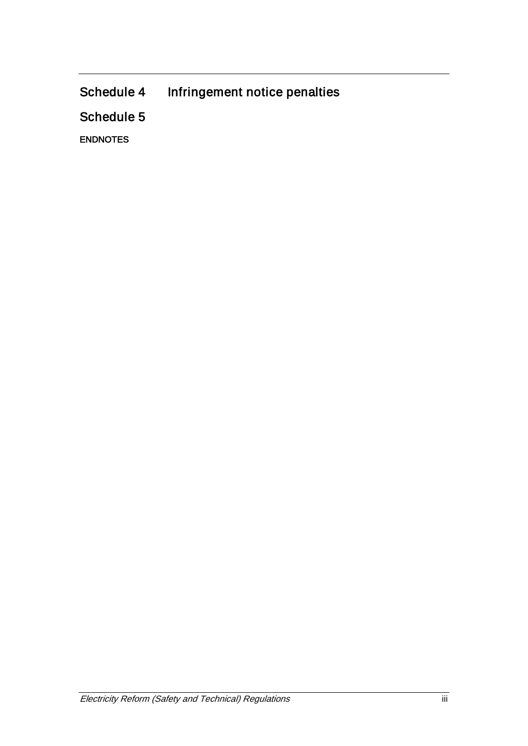## Schedule 4 Infringement notice penalties

## Schedule 5

**ENDNOTES**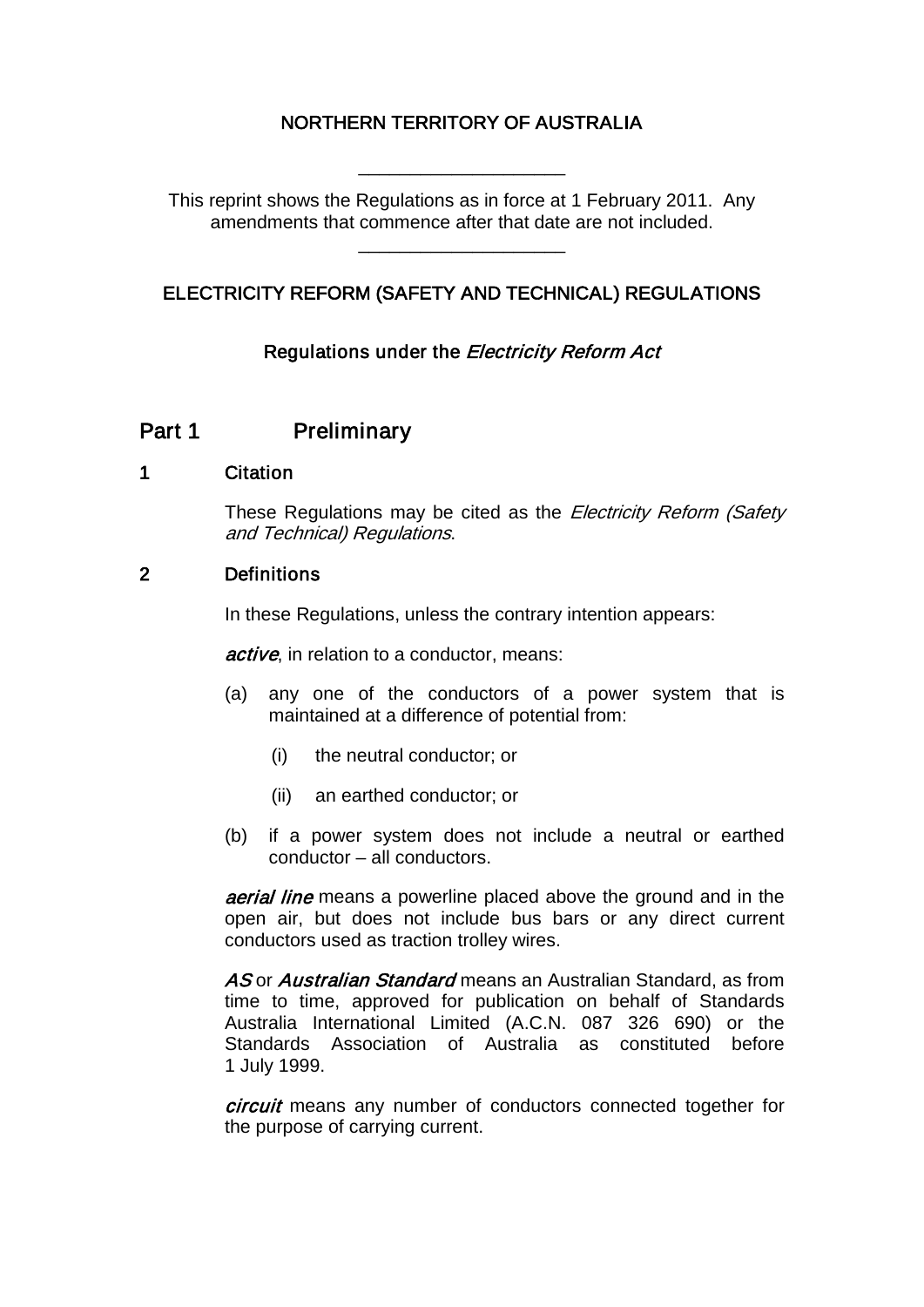NORTHERN TERRITORY OF AUSTRALIA

---

This reprint shows the Regulations as in force at 1 February 2011. Any amendments that commence after that date are not included.

---

# ELECTRICITY REFORM (SAFETY AND TECHNICAL) REGULATIONS

Regulations under the *Electricity Reform Act*

## Part 1 Preliminary

### 1 Citation

These Regulations may be cited as the *Electricity Reform (Safety and Technical) Regulations*.

### 2 Definitions

In these Regulations, unless the contrary intention appears:

***active***, in relation to a conductor, means:

(a) any one of the conductors of a power system that is maintained at a difference of potential from:

 (i) the neutral conductor; or

 (ii) an earthed conductor; or

(b) if a power system does not include a neutral or earthed conductor – all conductors.

***aerial line*** means a powerline placed above the ground and in the open air, but does not include bus bars or any direct current conductors used as traction trolley wires.

***AS*** or ***Australian Standard*** means an Australian Standard, as from time to time, approved for publication on behalf of Standards Australia International Limited (A.C.N. 087 326 690) or the Standards Association of Australia as constituted before 1 July 1999.

***circuit*** means any number of conductors connected together for the purpose of carrying current.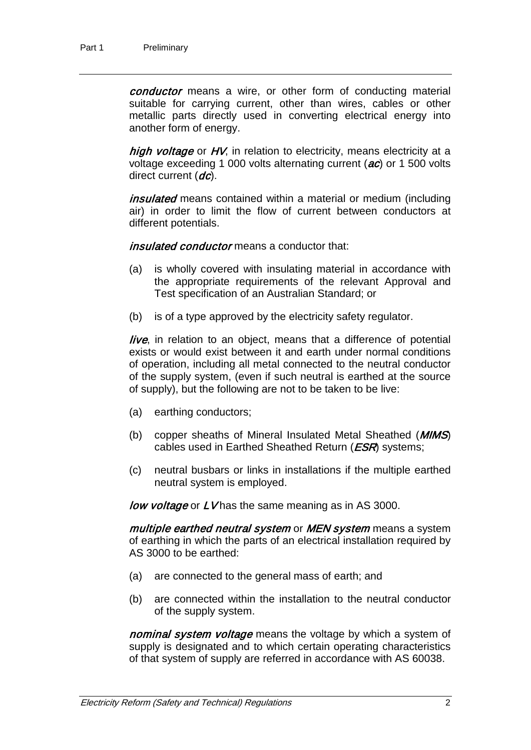***conductor*** means a wire, or other form of conducting material suitable for carrying current, other than wires, cables or other metallic parts directly used in converting electrical energy into another form of energy.

***high voltage*** or ***HV***, in relation to electricity, means electricity at a voltage exceeding 1 000 volts alternating current (***ac***) or 1 500 volts direct current (***dc***).

***insulated*** means contained within a material or medium (including air) in order to limit the flow of current between conductors at different potentials.

***insulated conductor*** means a conductor that:

(a) is wholly covered with insulating material in accordance with the appropriate requirements of the relevant Approval and Test specification of an Australian Standard; or

(b) is of a type approved by the electricity safety regulator.

***live***, in relation to an object, means that a difference of potential exists or would exist between it and earth under normal conditions of operation, including all metal connected to the neutral conductor of the supply system, (even if such neutral is earthed at the source of supply), but the following are not to be taken to be live:

(a) earthing conductors;

(b) copper sheaths of Mineral Insulated Metal Sheathed (***MIMS***) cables used in Earthed Sheathed Return (***ESR***) systems;

(c) neutral busbars or links in installations if the multiple earthed neutral system is employed.

***low voltage*** or ***LV*** has the same meaning as in AS 3000.

***multiple earthed neutral system*** or ***MEN system*** means a system of earthing in which the parts of an electrical installation required by AS 3000 to be earthed:

(a) are connected to the general mass of earth; and

(b) are connected within the installation to the neutral conductor of the supply system.

***nominal system voltage*** means the voltage by which a system of supply is designated and to which certain operating characteristics of that system of supply are referred in accordance with AS 60038.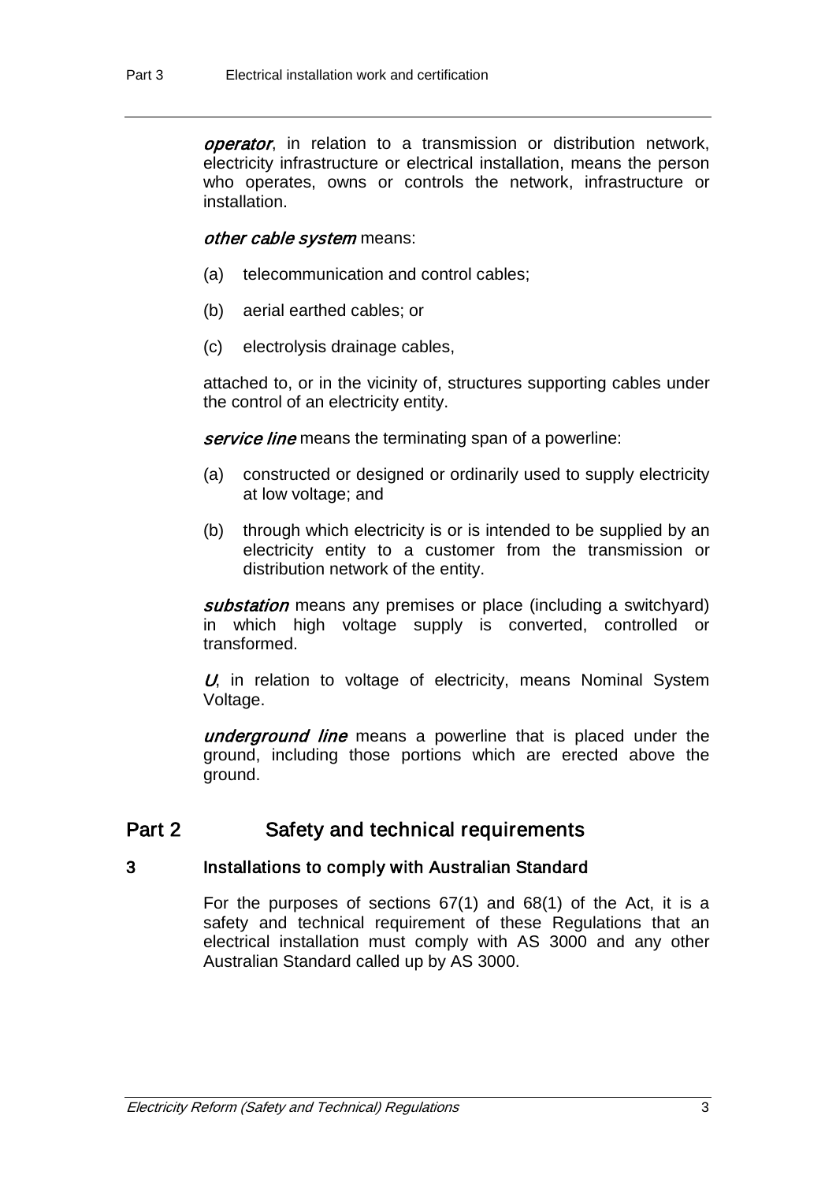***operator***, in relation to a transmission or distribution network, electricity infrastructure or electrical installation, means the person who operates, owns or controls the network, infrastructure or installation.

***other cable system*** means:

(a) telecommunication and control cables;

(b) aerial earthed cables; or

(c) electrolysis drainage cables,

attached to, or in the vicinity of, structures supporting cables under the control of an electricity entity.

***service line*** means the terminating span of a powerline:

(a) constructed or designed or ordinarily used to supply electricity at low voltage; and

(b) through which electricity is or is intended to be supplied by an electricity entity to a customer from the transmission or distribution network of the entity.

***substation*** means any premises or place (including a switchyard) in which high voltage supply is converted, controlled or transformed.

***U***, in relation to voltage of electricity, means Nominal System Voltage.

***underground line*** means a powerline that is placed under the ground, including those portions which are erected above the ground.

## Part 2 Safety and technical requirements

### 3 Installations to comply with Australian Standard

For the purposes of sections 67(1) and 68(1) of the Act, it is a safety and technical requirement of these Regulations that an electrical installation must comply with AS 3000 and any other Australian Standard called up by AS 3000.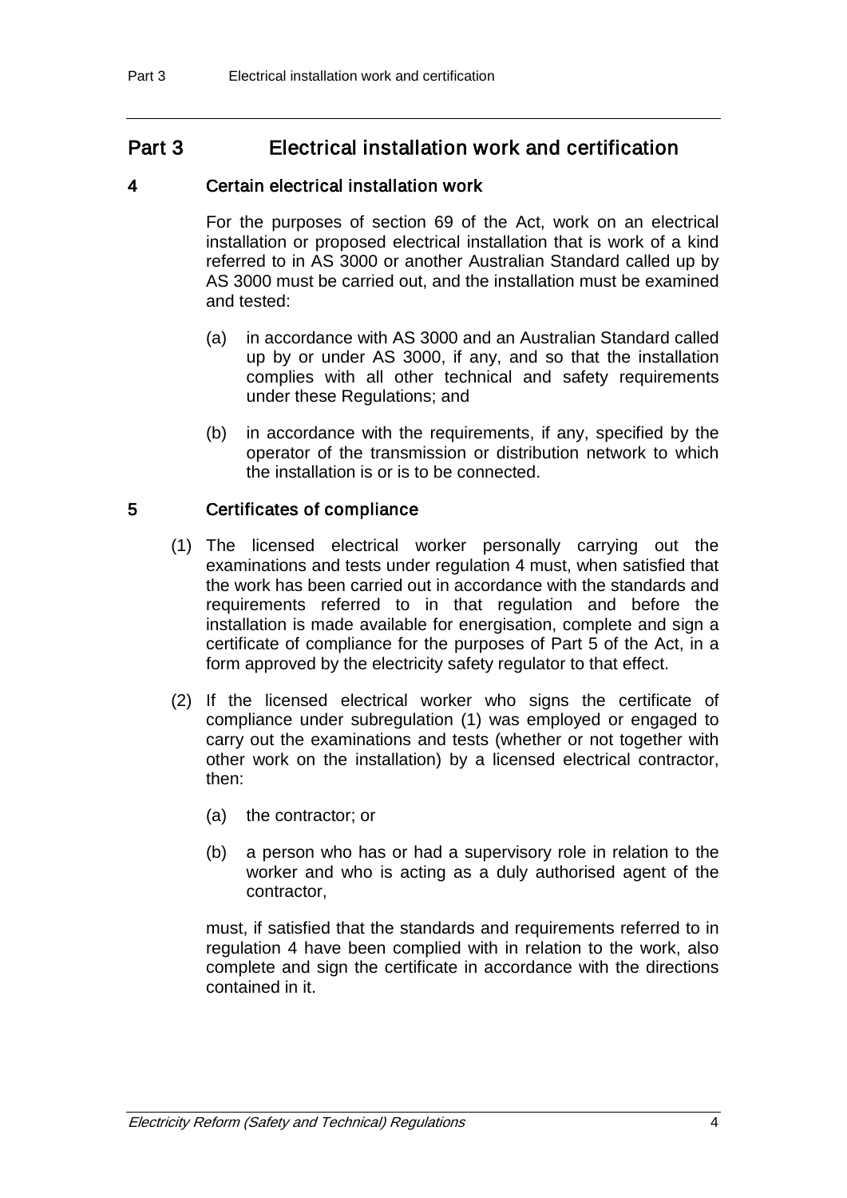## Part 3 Electrical installation work and certification

### 4 Certain electrical installation work

For the purposes of section 69 of the Act, work on an electrical installation or proposed electrical installation that is work of a kind referred to in AS 3000 or another Australian Standard called up by AS 3000 must be carried out, and the installation must be examined and tested:

(a) in accordance with AS 3000 and an Australian Standard called up by or under AS 3000, if any, and so that the installation complies with all other technical and safety requirements under these Regulations; and

(b) in accordance with the requirements, if any, specified by the operator of the transmission or distribution network to which the installation is or is to be connected.

### 5 Certificates of compliance

(1) The licensed electrical worker personally carrying out the examinations and tests under regulation 4 must, when satisfied that the work has been carried out in accordance with the standards and requirements referred to in that regulation and before the installation is made available for energisation, complete and sign a certificate of compliance for the purposes of Part 5 of the Act, in a form approved by the electricity safety regulator to that effect.

(2) If the licensed electrical worker who signs the certificate of compliance under subregulation (1) was employed or engaged to carry out the examinations and tests (whether or not together with other work on the installation) by a licensed electrical contractor, then:

(a) the contractor; or

(b) a person who has or had a supervisory role in relation to the worker and who is acting as a duly authorised agent of the contractor,

must, if satisfied that the standards and requirements referred to in regulation 4 have been complied with in relation to the work, also complete and sign the certificate in accordance with the directions contained in it.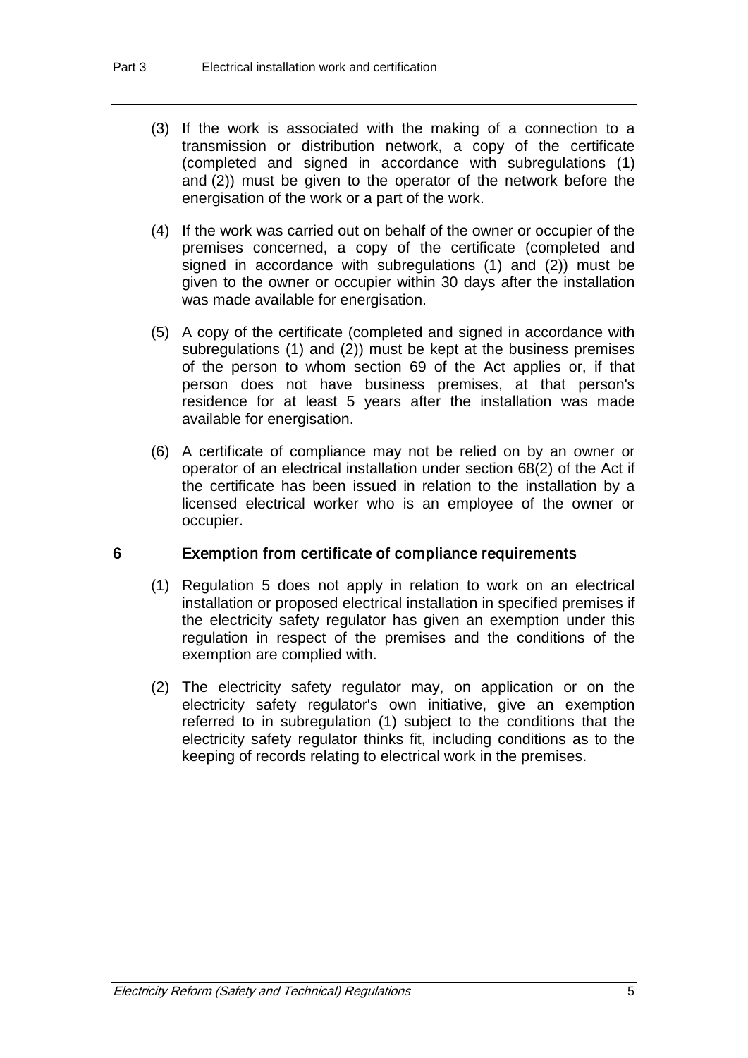(3) If the work is associated with the making of a connection to a transmission or distribution network, a copy of the certificate (completed and signed in accordance with subregulations (1) and (2)) must be given to the operator of the network before the energisation of the work or a part of the work.

(4) If the work was carried out on behalf of the owner or occupier of the premises concerned, a copy of the certificate (completed and signed in accordance with subregulations (1) and (2)) must be given to the owner or occupier within 30 days after the installation was made available for energisation.

(5) A copy of the certificate (completed and signed in accordance with subregulations (1) and (2)) must be kept at the business premises of the person to whom section 69 of the Act applies or, if that person does not have business premises, at that person's residence for at least 5 years after the installation was made available for energisation.

(6) A certificate of compliance may not be relied on by an owner or operator of an electrical installation under section 68(2) of the Act if the certificate has been issued in relation to the installation by a licensed electrical worker who is an employee of the owner or occupier.

## 6 Exemption from certificate of compliance requirements

(1) Regulation 5 does not apply in relation to work on an electrical installation or proposed electrical installation in specified premises if the electricity safety regulator has given an exemption under this regulation in respect of the premises and the conditions of the exemption are complied with.

(2) The electricity safety regulator may, on application or on the electricity safety regulator's own initiative, give an exemption referred to in subregulation (1) subject to the conditions that the electricity safety regulator thinks fit, including conditions as to the keeping of records relating to electrical work in the premises.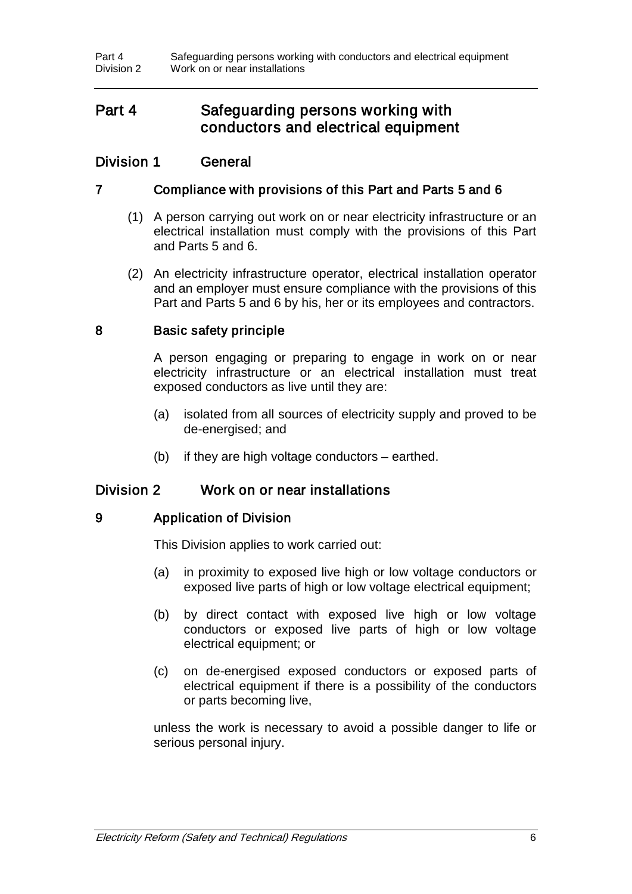# Part 4 Safeguarding persons working with conductors and electrical equipment

## Division 1 General

### 7 Compliance with provisions of this Part and Parts 5 and 6

(1) A person carrying out work on or near electricity infrastructure or an electrical installation must comply with the provisions of this Part and Parts 5 and 6.

(2) An electricity infrastructure operator, electrical installation operator and an employer must ensure compliance with the provisions of this Part and Parts 5 and 6 by his, her or its employees and contractors.

### 8 Basic safety principle

A person engaging or preparing to engage in work on or near electricity infrastructure or an electrical installation must treat exposed conductors as live until they are:

(a) isolated from all sources of electricity supply and proved to be de-energised; and

(b) if they are high voltage conductors – earthed.

## Division 2 Work on or near installations

### 9 Application of Division

This Division applies to work carried out:

(a) in proximity to exposed live high or low voltage conductors or exposed live parts of high or low voltage electrical equipment;

(b) by direct contact with exposed live high or low voltage conductors or exposed live parts of high or low voltage electrical equipment; or

(c) on de-energised exposed conductors or exposed parts of electrical equipment if there is a possibility of the conductors or parts becoming live,

unless the work is necessary to avoid a possible danger to life or serious personal injury.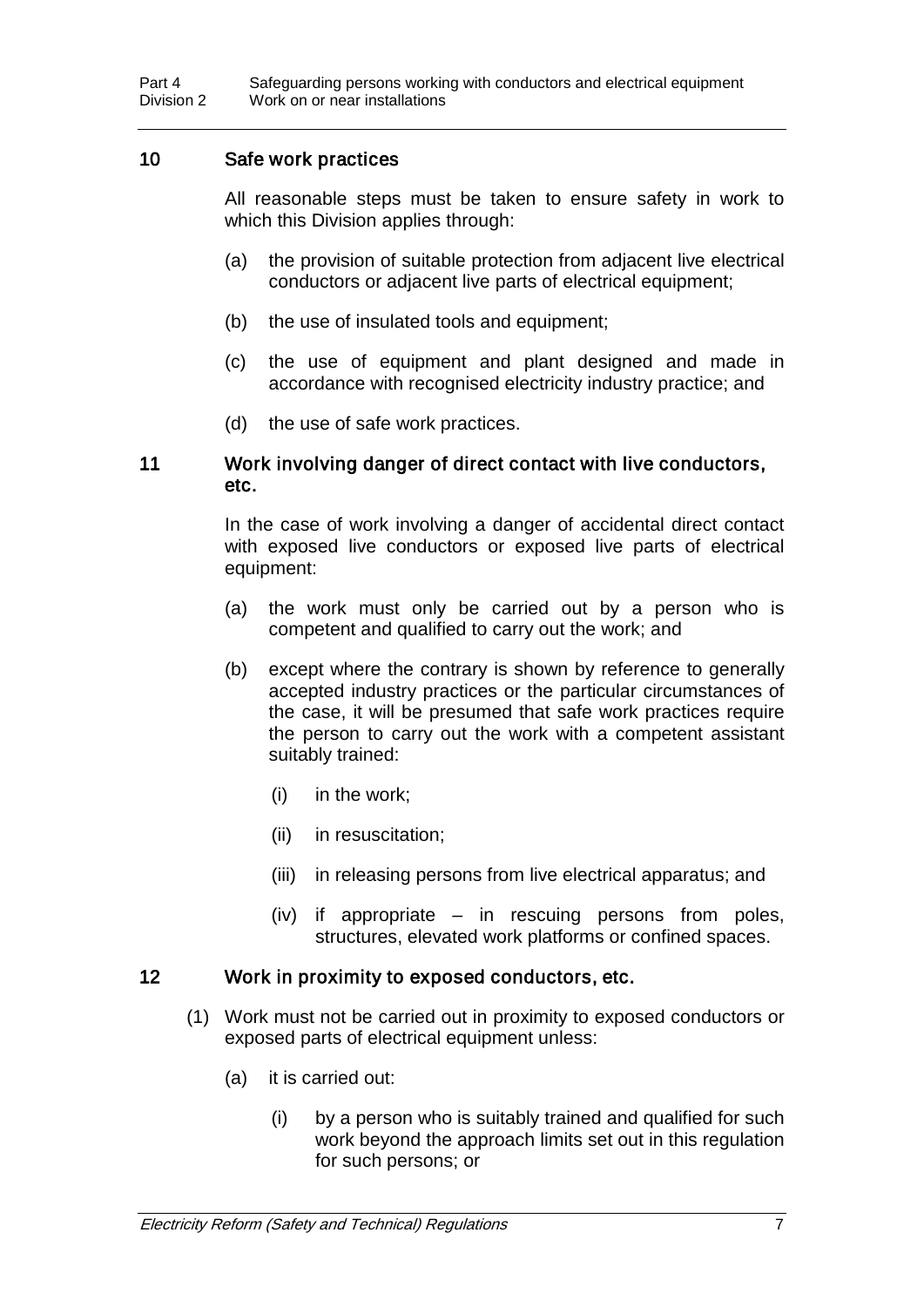## 10 Safe work practices

All reasonable steps must be taken to ensure safety in work to which this Division applies through:

(a) the provision of suitable protection from adjacent live electrical conductors or adjacent live parts of electrical equipment;

(b) the use of insulated tools and equipment;

(c) the use of equipment and plant designed and made in accordance with recognised electricity industry practice; and

(d) the use of safe work practices.

## 11 Work involving danger of direct contact with live conductors, etc.

In the case of work involving a danger of accidental direct contact with exposed live conductors or exposed live parts of electrical equipment:

(a) the work must only be carried out by a person who is competent and qualified to carry out the work; and

(b) except where the contrary is shown by reference to generally accepted industry practices or the particular circumstances of the case, it will be presumed that safe work practices require the person to carry out the work with a competent assistant suitably trained:

(i) in the work;

(ii) in resuscitation;

(iii) in releasing persons from live electrical apparatus; and

(iv) if appropriate – in rescuing persons from poles, structures, elevated work platforms or confined spaces.

## 12 Work in proximity to exposed conductors, etc.

(1) Work must not be carried out in proximity to exposed conductors or exposed parts of electrical equipment unless:

(a) it is carried out:

(i) by a person who is suitably trained and qualified for such work beyond the approach limits set out in this regulation for such persons; or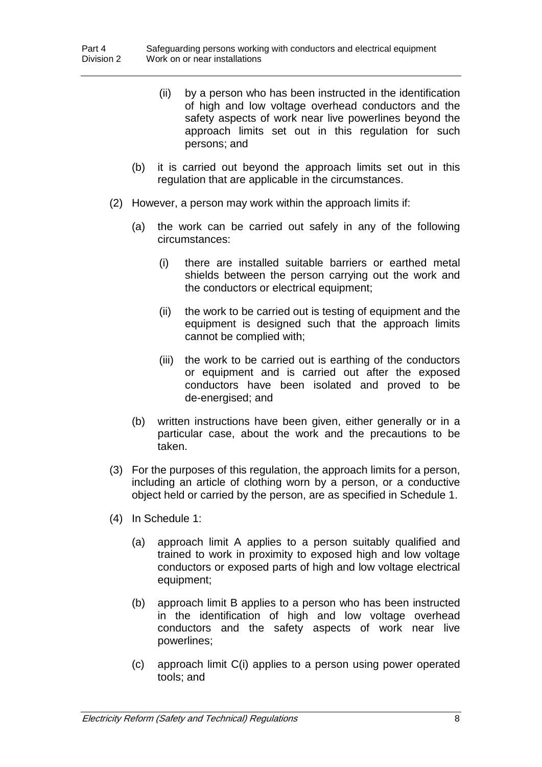(ii) by a person who has been instructed in the identification of high and low voltage overhead conductors and the safety aspects of work near live powerlines beyond the approach limits set out in this regulation for such persons; and

(b) it is carried out beyond the approach limits set out in this regulation that are applicable in the circumstances.

(2) However, a person may work within the approach limits if:

(a) the work can be carried out safely in any of the following circumstances:

(i) there are installed suitable barriers or earthed metal shields between the person carrying out the work and the conductors or electrical equipment;

(ii) the work to be carried out is testing of equipment and the equipment is designed such that the approach limits cannot be complied with;

(iii) the work to be carried out is earthing of the conductors or equipment and is carried out after the exposed conductors have been isolated and proved to be de-energised; and

(b) written instructions have been given, either generally or in a particular case, about the work and the precautions to be taken.

(3) For the purposes of this regulation, the approach limits for a person, including an article of clothing worn by a person, or a conductive object held or carried by the person, are as specified in Schedule 1.

(4) In Schedule 1:

(a) approach limit A applies to a person suitably qualified and trained to work in proximity to exposed high and low voltage conductors or exposed parts of high and low voltage electrical equipment;

(b) approach limit B applies to a person who has been instructed in the identification of high and low voltage overhead conductors and the safety aspects of work near live powerlines;

(c) approach limit C(i) applies to a person using power operated tools; and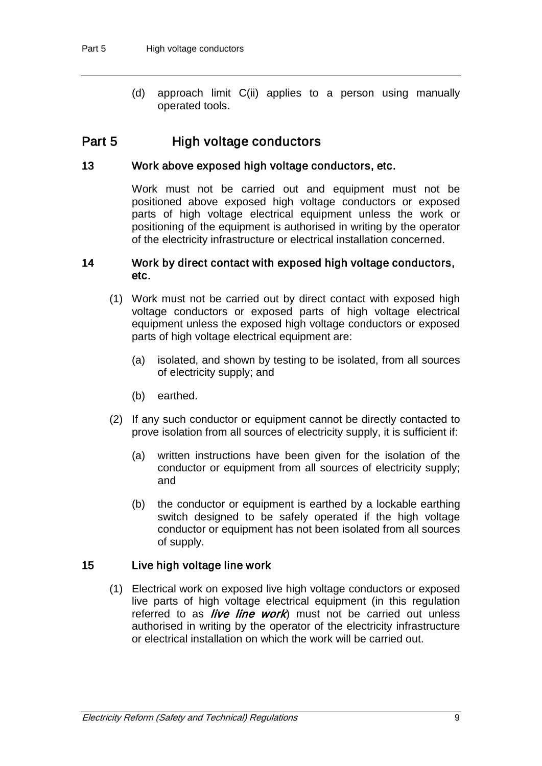(d) approach limit C(ii) applies to a person using manually operated tools.

## Part 5 High voltage conductors

### 13 Work above exposed high voltage conductors, etc.

Work must not be carried out and equipment must not be positioned above exposed high voltage conductors or exposed parts of high voltage electrical equipment unless the work or positioning of the equipment is authorised in writing by the operator of the electricity infrastructure or electrical installation concerned.

### 14 Work by direct contact with exposed high voltage conductors, etc.

(1) Work must not be carried out by direct contact with exposed high voltage conductors or exposed parts of high voltage electrical equipment unless the exposed high voltage conductors or exposed parts of high voltage electrical equipment are:

(a) isolated, and shown by testing to be isolated, from all sources of electricity supply; and

(b) earthed.

(2) If any such conductor or equipment cannot be directly contacted to prove isolation from all sources of electricity supply, it is sufficient if:

(a) written instructions have been given for the isolation of the conductor or equipment from all sources of electricity supply; and

(b) the conductor or equipment is earthed by a lockable earthing switch designed to be safely operated if the high voltage conductor or equipment has not been isolated from all sources of supply.

### 15 Live high voltage line work

(1) Electrical work on exposed live high voltage conductors or exposed live parts of high voltage electrical equipment (in this regulation referred to as ***live line work***) must not be carried out unless authorised in writing by the operator of the electricity infrastructure or electrical installation on which the work will be carried out.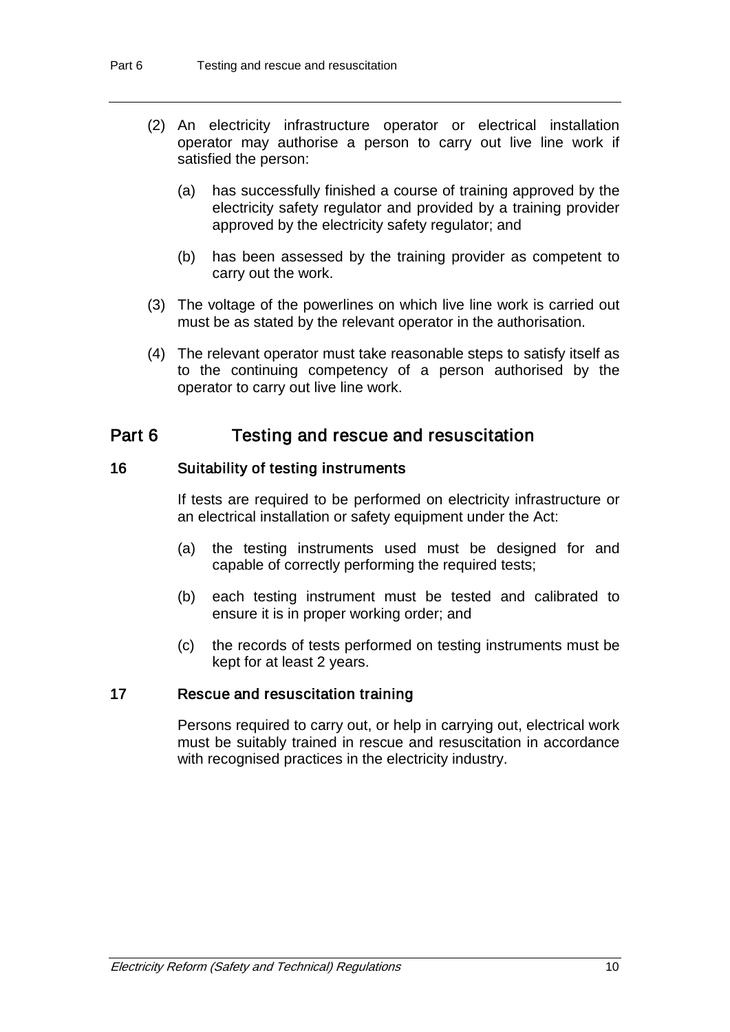(2) An electricity infrastructure operator or electrical installation operator may authorise a person to carry out live line work if satisfied the person:

(a) has successfully finished a course of training approved by the electricity safety regulator and provided by a training provider approved by the electricity safety regulator; and

(b) has been assessed by the training provider as competent to carry out the work.

(3) The voltage of the powerlines on which live line work is carried out must be as stated by the relevant operator in the authorisation.

(4) The relevant operator must take reasonable steps to satisfy itself as to the continuing competency of a person authorised by the operator to carry out live line work.

# Part 6 Testing and rescue and resuscitation

## 16 Suitability of testing instruments

If tests are required to be performed on electricity infrastructure or an electrical installation or safety equipment under the Act:

(a) the testing instruments used must be designed for and capable of correctly performing the required tests;

(b) each testing instrument must be tested and calibrated to ensure it is in proper working order; and

(c) the records of tests performed on testing instruments must be kept for at least 2 years.

## 17 Rescue and resuscitation training

Persons required to carry out, or help in carrying out, electrical work must be suitably trained in rescue and resuscitation in accordance with recognised practices in the electricity industry.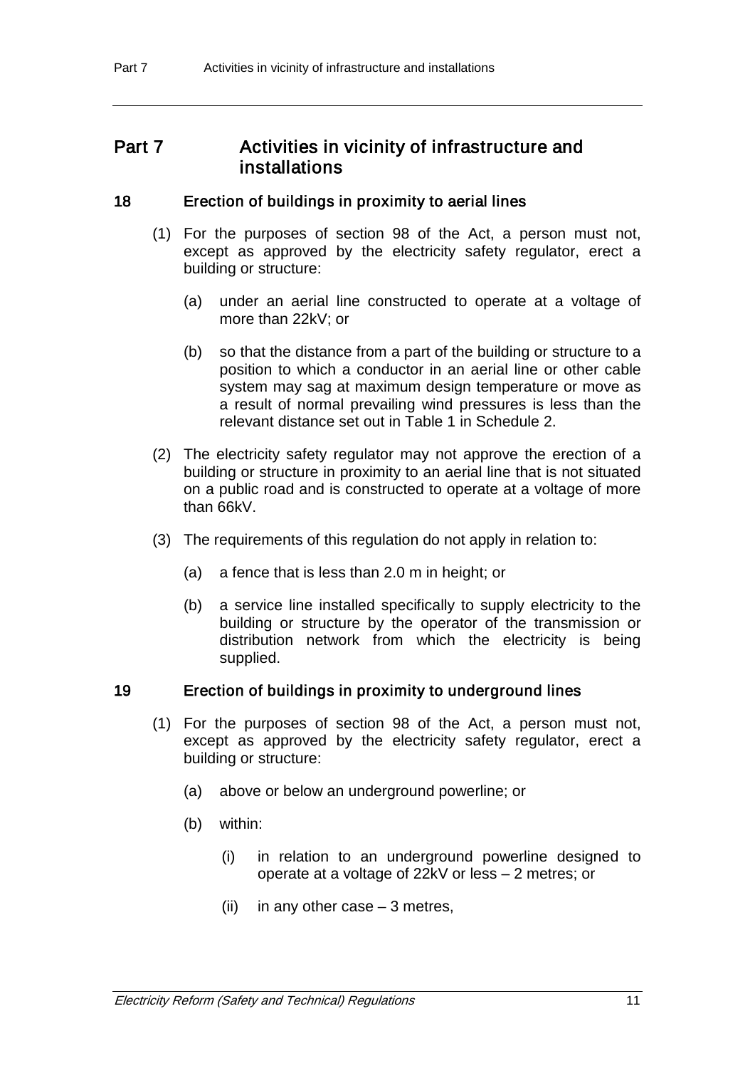# Part 7 Activities in vicinity of infrastructure and installations

## 18 Erection of buildings in proximity to aerial lines

(1) For the purposes of section 98 of the Act, a person must not, except as approved by the electricity safety regulator, erect a building or structure:

(a) under an aerial line constructed to operate at a voltage of more than 22kV; or

(b) so that the distance from a part of the building or structure to a position to which a conductor in an aerial line or other cable system may sag at maximum design temperature or move as a result of normal prevailing wind pressures is less than the relevant distance set out in Table 1 in Schedule 2.

(2) The electricity safety regulator may not approve the erection of a building or structure in proximity to an aerial line that is not situated on a public road and is constructed to operate at a voltage of more than 66kV.

(3) The requirements of this regulation do not apply in relation to:

(a) a fence that is less than 2.0 m in height; or

(b) a service line installed specifically to supply electricity to the building or structure by the operator of the transmission or distribution network from which the electricity is being supplied.

## 19 Erection of buildings in proximity to underground lines

(1) For the purposes of section 98 of the Act, a person must not, except as approved by the electricity safety regulator, erect a building or structure:

(a) above or below an underground powerline; or

(b) within:

(i) in relation to an underground powerline designed to operate at a voltage of 22kV or less – 2 metres; or

(ii) in any other case – 3 metres,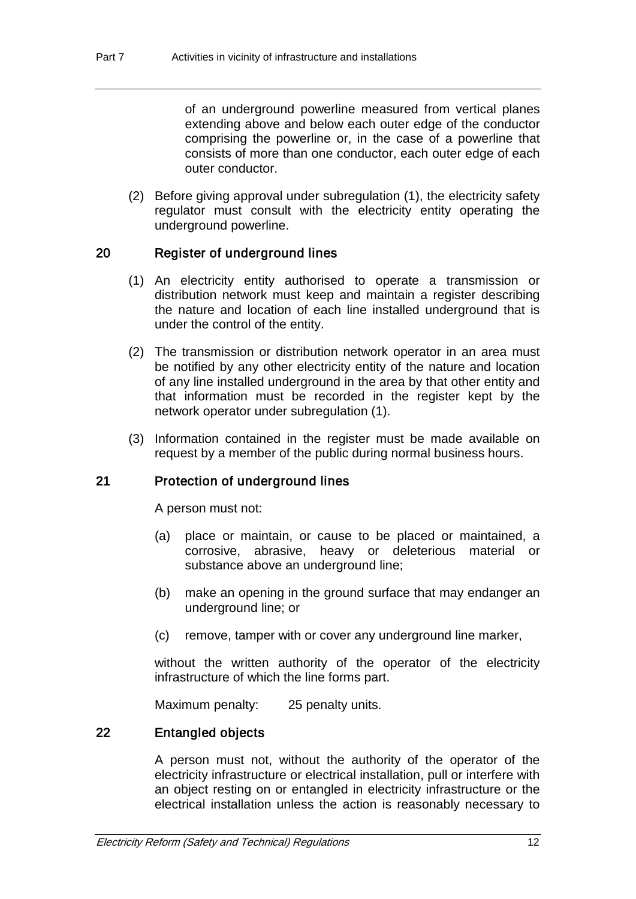of an underground powerline measured from vertical planes extending above and below each outer edge of the conductor comprising the powerline or, in the case of a powerline that consists of more than one conductor, each outer edge of each outer conductor.

(2) Before giving approval under subregulation (1), the electricity safety regulator must consult with the electricity entity operating the underground powerline.

## 20 Register of underground lines

(1) An electricity entity authorised to operate a transmission or distribution network must keep and maintain a register describing the nature and location of each line installed underground that is under the control of the entity.

(2) The transmission or distribution network operator in an area must be notified by any other electricity entity of the nature and location of any line installed underground in the area by that other entity and that information must be recorded in the register kept by the network operator under subregulation (1).

(3) Information contained in the register must be made available on request by a member of the public during normal business hours.

## 21 Protection of underground lines

A person must not:

(a) place or maintain, or cause to be placed or maintained, a corrosive, abrasive, heavy or deleterious material or substance above an underground line;

(b) make an opening in the ground surface that may endanger an underground line; or

(c) remove, tamper with or cover any underground line marker,

without the written authority of the operator of the electricity infrastructure of which the line forms part.

Maximum penalty: 25 penalty units.

## 22 Entangled objects

A person must not, without the authority of the operator of the electricity infrastructure or electrical installation, pull or interfere with an object resting on or entangled in electricity infrastructure or the electrical installation unless the action is reasonably necessary to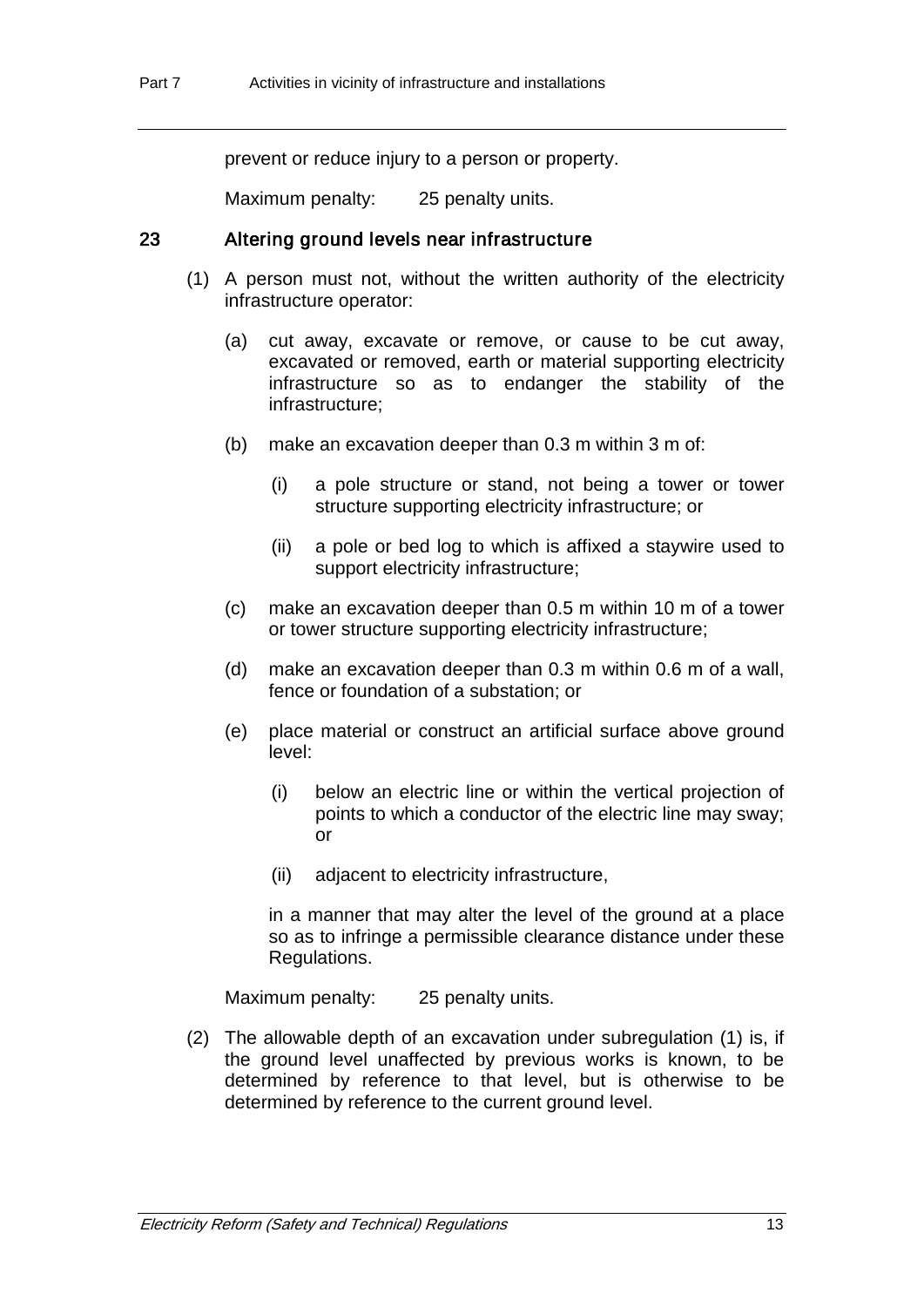prevent or reduce injury to a person or property.

Maximum penalty: 25 penalty units.

### 23 Altering ground levels near infrastructure

(1) A person must not, without the written authority of the electricity infrastructure operator:

(a) cut away, excavate or remove, or cause to be cut away, excavated or removed, earth or material supporting electricity infrastructure so as to endanger the stability of the infrastructure;

(b) make an excavation deeper than 0.3 m within 3 m of:

(i) a pole structure or stand, not being a tower or tower structure supporting electricity infrastructure; or

(ii) a pole or bed log to which is affixed a staywire used to support electricity infrastructure;

(c) make an excavation deeper than 0.5 m within 10 m of a tower or tower structure supporting electricity infrastructure;

(d) make an excavation deeper than 0.3 m within 0.6 m of a wall, fence or foundation of a substation; or

(e) place material or construct an artificial surface above ground level:

(i) below an electric line or within the vertical projection of points to which a conductor of the electric line may sway; or

(ii) adjacent to electricity infrastructure,

in a manner that may alter the level of the ground at a place so as to infringe a permissible clearance distance under these Regulations.

Maximum penalty: 25 penalty units.

(2) The allowable depth of an excavation under subregulation (1) is, if the ground level unaffected by previous works is known, to be determined by reference to that level, but is otherwise to be determined by reference to the current ground level.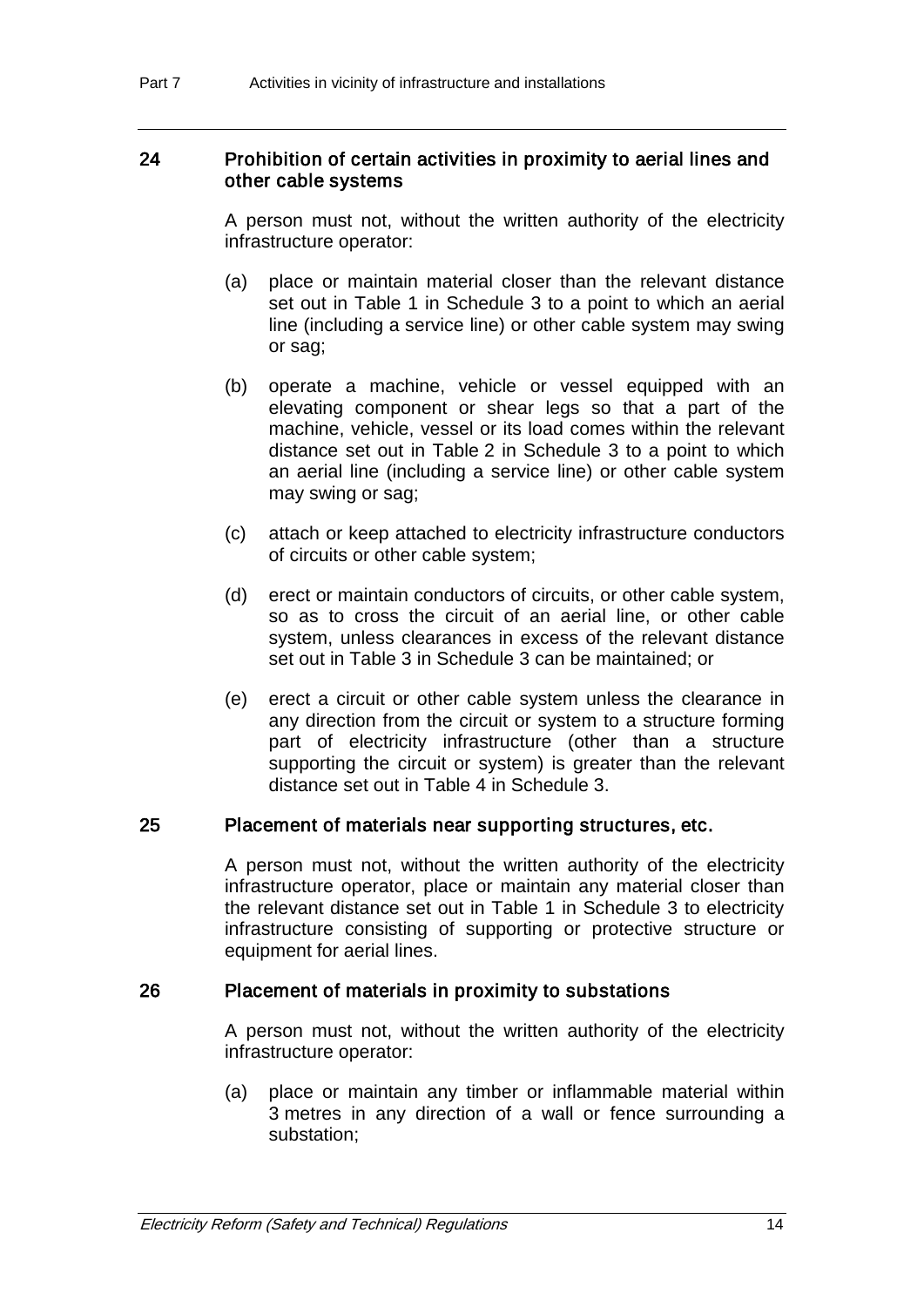## 24 Prohibition of certain activities in proximity to aerial lines and other cable systems

A person must not, without the written authority of the electricity infrastructure operator:

(a) place or maintain material closer than the relevant distance set out in Table 1 in Schedule 3 to a point to which an aerial line (including a service line) or other cable system may swing or sag;

(b) operate a machine, vehicle or vessel equipped with an elevating component or shear legs so that a part of the machine, vehicle, vessel or its load comes within the relevant distance set out in Table 2 in Schedule 3 to a point to which an aerial line (including a service line) or other cable system may swing or sag;

(c) attach or keep attached to electricity infrastructure conductors of circuits or other cable system;

(d) erect or maintain conductors of circuits, or other cable system, so as to cross the circuit of an aerial line, or other cable system, unless clearances in excess of the relevant distance set out in Table 3 in Schedule 3 can be maintained; or

(e) erect a circuit or other cable system unless the clearance in any direction from the circuit or system to a structure forming part of electricity infrastructure (other than a structure supporting the circuit or system) is greater than the relevant distance set out in Table 4 in Schedule 3.

## 25 Placement of materials near supporting structures, etc.

A person must not, without the written authority of the electricity infrastructure operator, place or maintain any material closer than the relevant distance set out in Table 1 in Schedule 3 to electricity infrastructure consisting of supporting or protective structure or equipment for aerial lines.

## 26 Placement of materials in proximity to substations

A person must not, without the written authority of the electricity infrastructure operator:

(a) place or maintain any timber or inflammable material within 3 metres in any direction of a wall or fence surrounding a substation;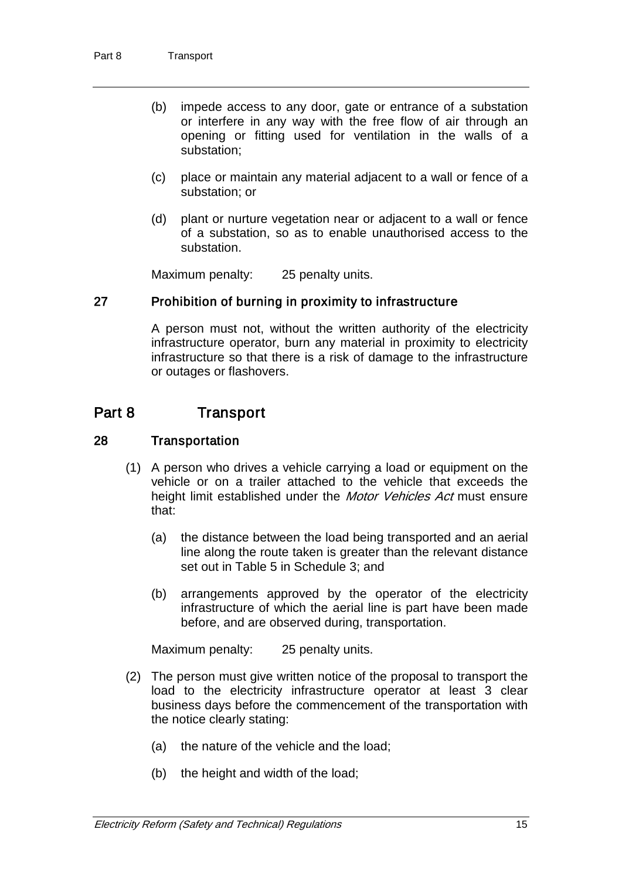(b) impede access to any door, gate or entrance of a substation or interfere in any way with the free flow of air through an opening or fitting used for ventilation in the walls of a substation;

(c) place or maintain any material adjacent to a wall or fence of a substation; or

(d) plant or nurture vegetation near or adjacent to a wall or fence of a substation, so as to enable unauthorised access to the substation.

Maximum penalty: 25 penalty units.

### 27 Prohibition of burning in proximity to infrastructure

A person must not, without the written authority of the electricity infrastructure operator, burn any material in proximity to electricity infrastructure so that there is a risk of damage to the infrastructure or outages or flashovers.

## Part 8 Transport

### 28 Transportation

(1) A person who drives a vehicle carrying a load or equipment on the vehicle or on a trailer attached to the vehicle that exceeds the height limit established under the *Motor Vehicles Act* must ensure that:

(a) the distance between the load being transported and an aerial line along the route taken is greater than the relevant distance set out in Table 5 in Schedule 3; and

(b) arrangements approved by the operator of the electricity infrastructure of which the aerial line is part have been made before, and are observed during, transportation.

Maximum penalty: 25 penalty units.

(2) The person must give written notice of the proposal to transport the load to the electricity infrastructure operator at least 3 clear business days before the commencement of the transportation with the notice clearly stating:

(a) the nature of the vehicle and the load;

(b) the height and width of the load;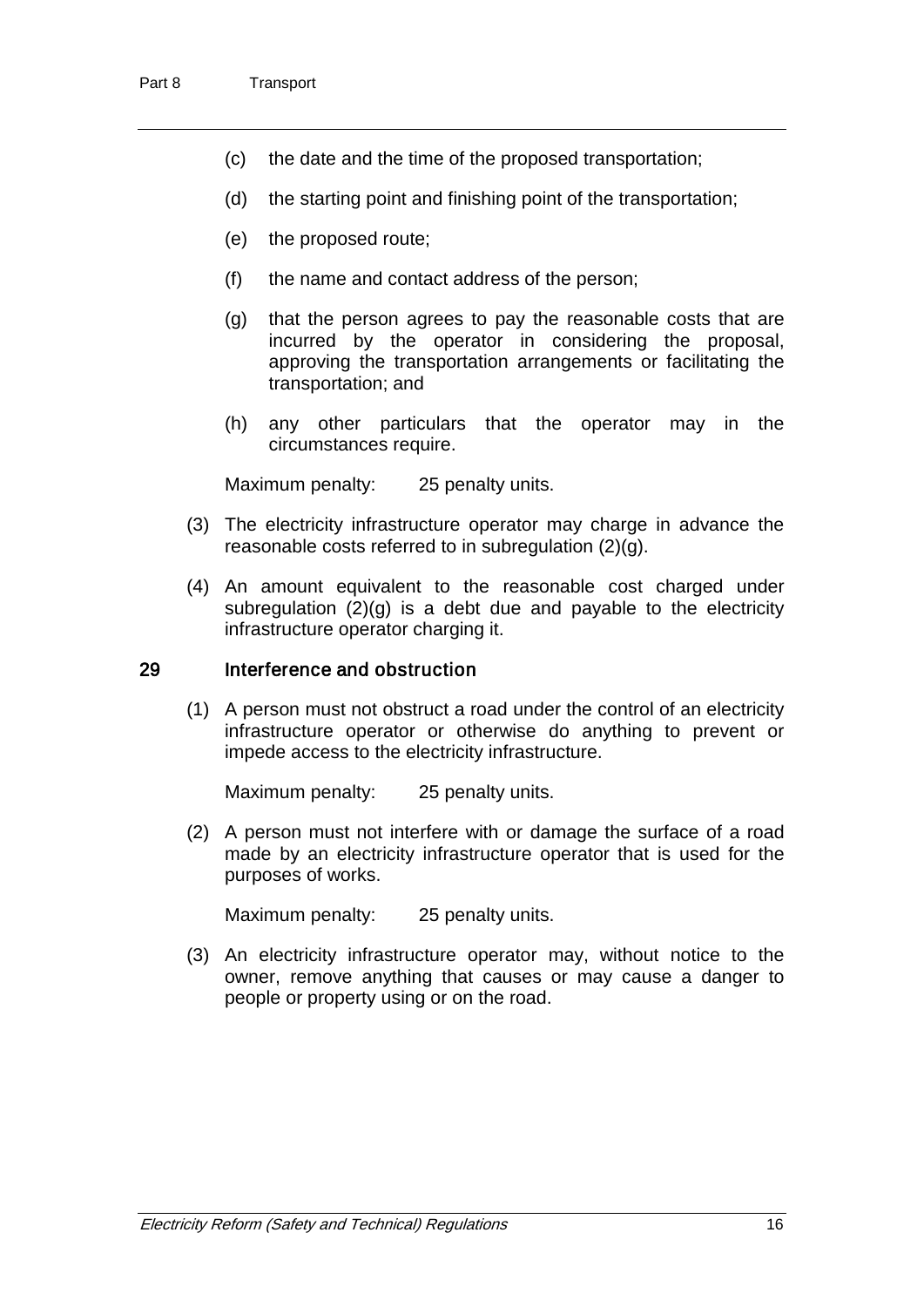(c) the date and the time of the proposed transportation;

(d) the starting point and finishing point of the transportation;

(e) the proposed route;

(f) the name and contact address of the person;

(g) that the person agrees to pay the reasonable costs that are incurred by the operator in considering the proposal, approving the transportation arrangements or facilitating the transportation; and

(h) any other particulars that the operator may in the circumstances require.

Maximum penalty: 25 penalty units.

(3) The electricity infrastructure operator may charge in advance the reasonable costs referred to in subregulation (2)(g).

(4) An amount equivalent to the reasonable cost charged under subregulation (2)(g) is a debt due and payable to the electricity infrastructure operator charging it.

### 29 Interference and obstruction

(1) A person must not obstruct a road under the control of an electricity infrastructure operator or otherwise do anything to prevent or impede access to the electricity infrastructure.

Maximum penalty: 25 penalty units.

(2) A person must not interfere with or damage the surface of a road made by an electricity infrastructure operator that is used for the purposes of works.

Maximum penalty: 25 penalty units.

(3) An electricity infrastructure operator may, without notice to the owner, remove anything that causes or may cause a danger to people or property using or on the road.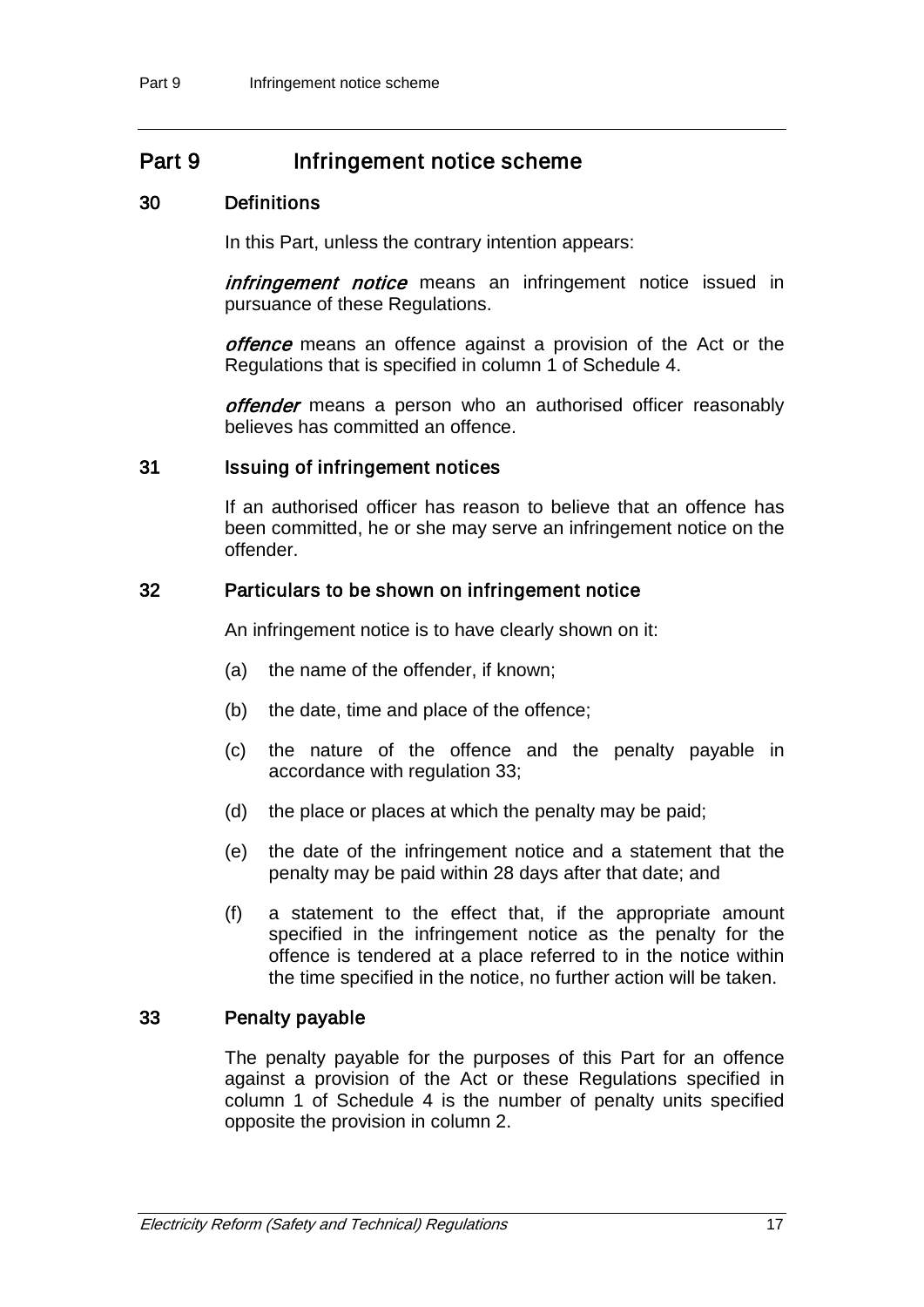# Part 9 Infringement notice scheme

## 30 Definitions

In this Part, unless the contrary intention appears:

***infringement notice*** means an infringement notice issued in pursuance of these Regulations.

***offence*** means an offence against a provision of the Act or the Regulations that is specified in column 1 of Schedule 4.

***offender*** means a person who an authorised officer reasonably believes has committed an offence.

## 31 Issuing of infringement notices

If an authorised officer has reason to believe that an offence has been committed, he or she may serve an infringement notice on the offender.

## 32 Particulars to be shown on infringement notice

An infringement notice is to have clearly shown on it:

(a) the name of the offender, if known;

(b) the date, time and place of the offence;

(c) the nature of the offence and the penalty payable in accordance with regulation 33;

(d) the place or places at which the penalty may be paid;

(e) the date of the infringement notice and a statement that the penalty may be paid within 28 days after that date; and

(f) a statement to the effect that, if the appropriate amount specified in the infringement notice as the penalty for the offence is tendered at a place referred to in the notice within the time specified in the notice, no further action will be taken.

## 33 Penalty payable

The penalty payable for the purposes of this Part for an offence against a provision of the Act or these Regulations specified in column 1 of Schedule 4 is the number of penalty units specified opposite the provision in column 2.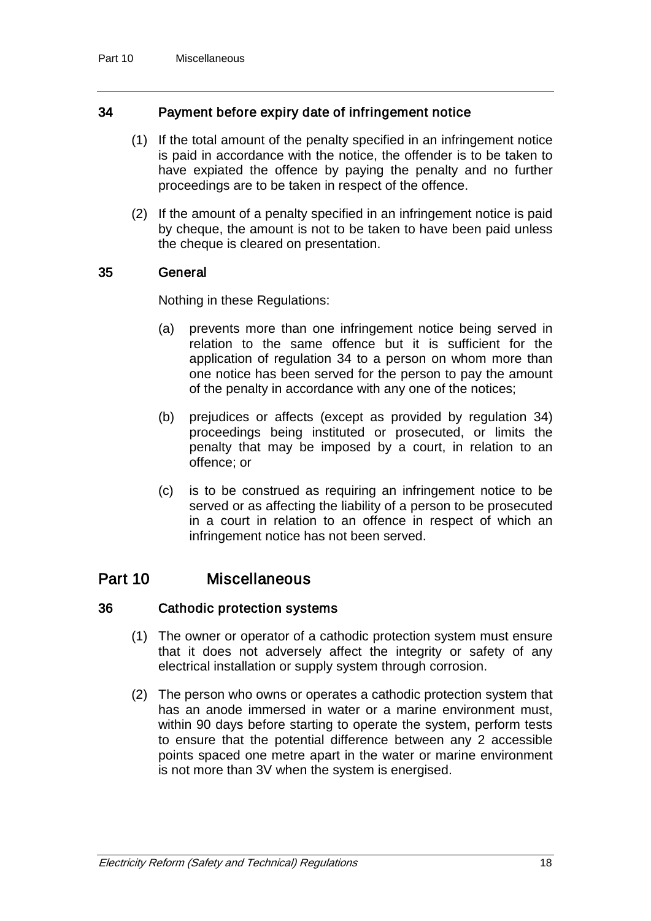### 34 Payment before expiry date of infringement notice

(1) If the total amount of the penalty specified in an infringement notice is paid in accordance with the notice, the offender is to be taken to have expiated the offence by paying the penalty and no further proceedings are to be taken in respect of the offence.

(2) If the amount of a penalty specified in an infringement notice is paid by cheque, the amount is not to be taken to have been paid unless the cheque is cleared on presentation.

### 35 General

Nothing in these Regulations:

(a) prevents more than one infringement notice being served in relation to the same offence but it is sufficient for the application of regulation 34 to a person on whom more than one notice has been served for the person to pay the amount of the penalty in accordance with any one of the notices;

(b) prejudices or affects (except as provided by regulation 34) proceedings being instituted or prosecuted, or limits the penalty that may be imposed by a court, in relation to an offence; or

(c) is to be construed as requiring an infringement notice to be served or as affecting the liability of a person to be prosecuted in a court in relation to an offence in respect of which an infringement notice has not been served.

## Part 10 Miscellaneous

### 36 Cathodic protection systems

(1) The owner or operator of a cathodic protection system must ensure that it does not adversely affect the integrity or safety of any electrical installation or supply system through corrosion.

(2) The person who owns or operates a cathodic protection system that has an anode immersed in water or a marine environment must, within 90 days before starting to operate the system, perform tests to ensure that the potential difference between any 2 accessible points spaced one metre apart in the water or marine environment is not more than 3V when the system is energised.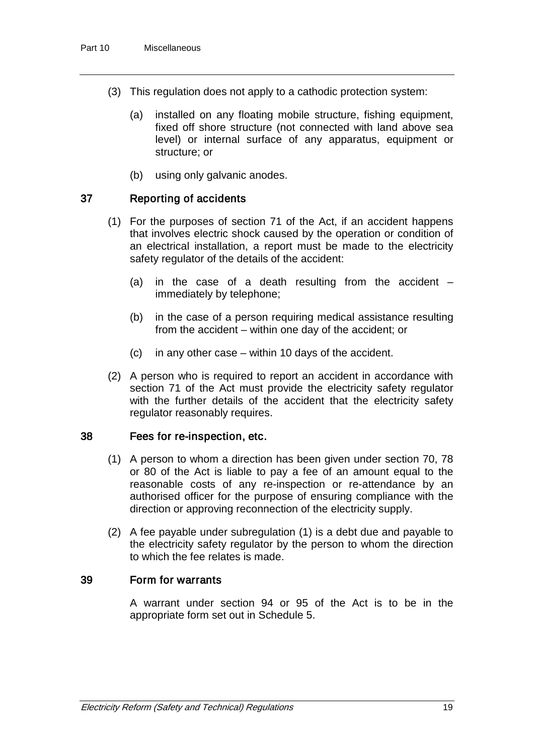(3) This regulation does not apply to a cathodic protection system:

(a) installed on any floating mobile structure, fishing equipment, fixed off shore structure (not connected with land above sea level) or internal surface of any apparatus, equipment or structure; or

(b) using only galvanic anodes.

### 37 Reporting of accidents

(1) For the purposes of section 71 of the Act, if an accident happens that involves electric shock caused by the operation or condition of an electrical installation, a report must be made to the electricity safety regulator of the details of the accident:

(a) in the case of a death resulting from the accident – immediately by telephone;

(b) in the case of a person requiring medical assistance resulting from the accident – within one day of the accident; or

(c) in any other case – within 10 days of the accident.

(2) A person who is required to report an accident in accordance with section 71 of the Act must provide the electricity safety regulator with the further details of the accident that the electricity safety regulator reasonably requires.

### 38 Fees for re-inspection, etc.

(1) A person to whom a direction has been given under section 70, 78 or 80 of the Act is liable to pay a fee of an amount equal to the reasonable costs of any re-inspection or re-attendance by an authorised officer for the purpose of ensuring compliance with the direction or approving reconnection of the electricity supply.

(2) A fee payable under subregulation (1) is a debt due and payable to the electricity safety regulator by the person to whom the direction to which the fee relates is made.

### 39 Form for warrants

A warrant under section 94 or 95 of the Act is to be in the appropriate form set out in Schedule 5.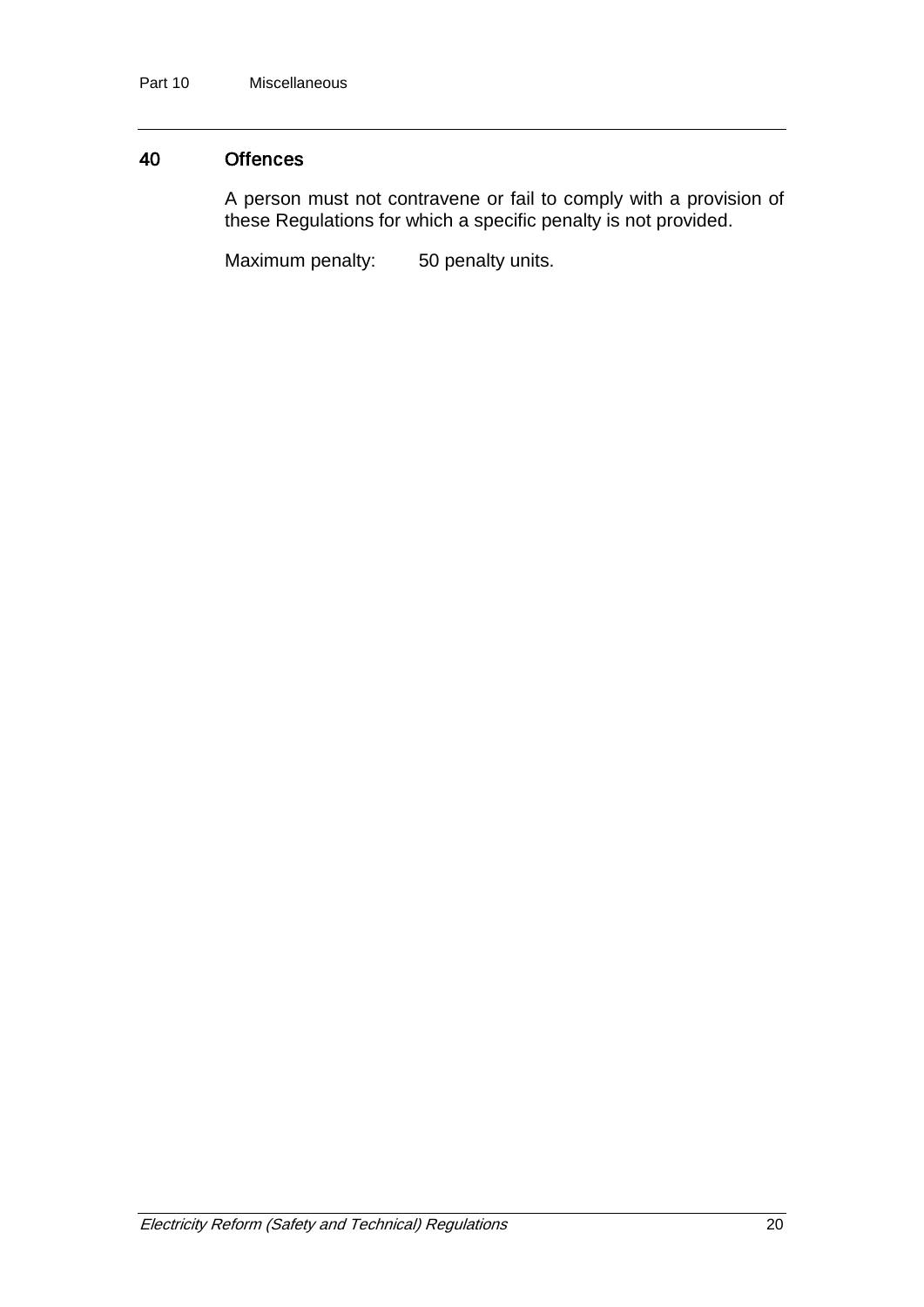## 40 Offences

A person must not contravene or fail to comply with a provision of these Regulations for which a specific penalty is not provided.

Maximum penalty: 50 penalty units.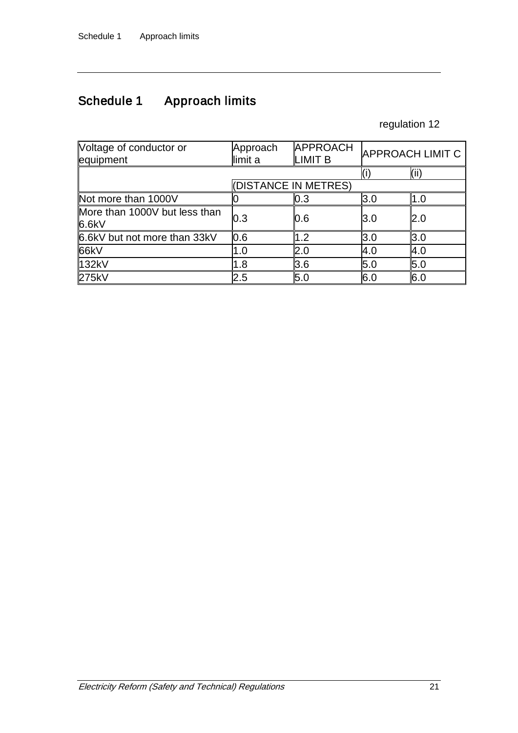## Schedule 1 Approach limits

regulation 12

| Voltage of conductor or equipment | Approach limit a | APPROACH LIMIT B | APPROACH LIMIT C | |
|---|---|---|---|---|
| | | | (i) | (ii) |
| | (DISTANCE IN METRES) | | | |
| Not more than 1000V | 0 | 0.3 | 3.0 | 1.0 |
| More than 1000V but less than 6.6kV | 0.3 | 0.6 | 3.0 | 2.0 |
| 6.6kV but not more than 33kV | 0.6 | 1.2 | 3.0 | 3.0 |
| 66kV | 1.0 | 2.0 | 4.0 | 4.0 |
| 132kV | 1.8 | 3.6 | 5.0 | 5.0 |
| 275kV | 2.5 | 5.0 | 6.0 | 6.0 |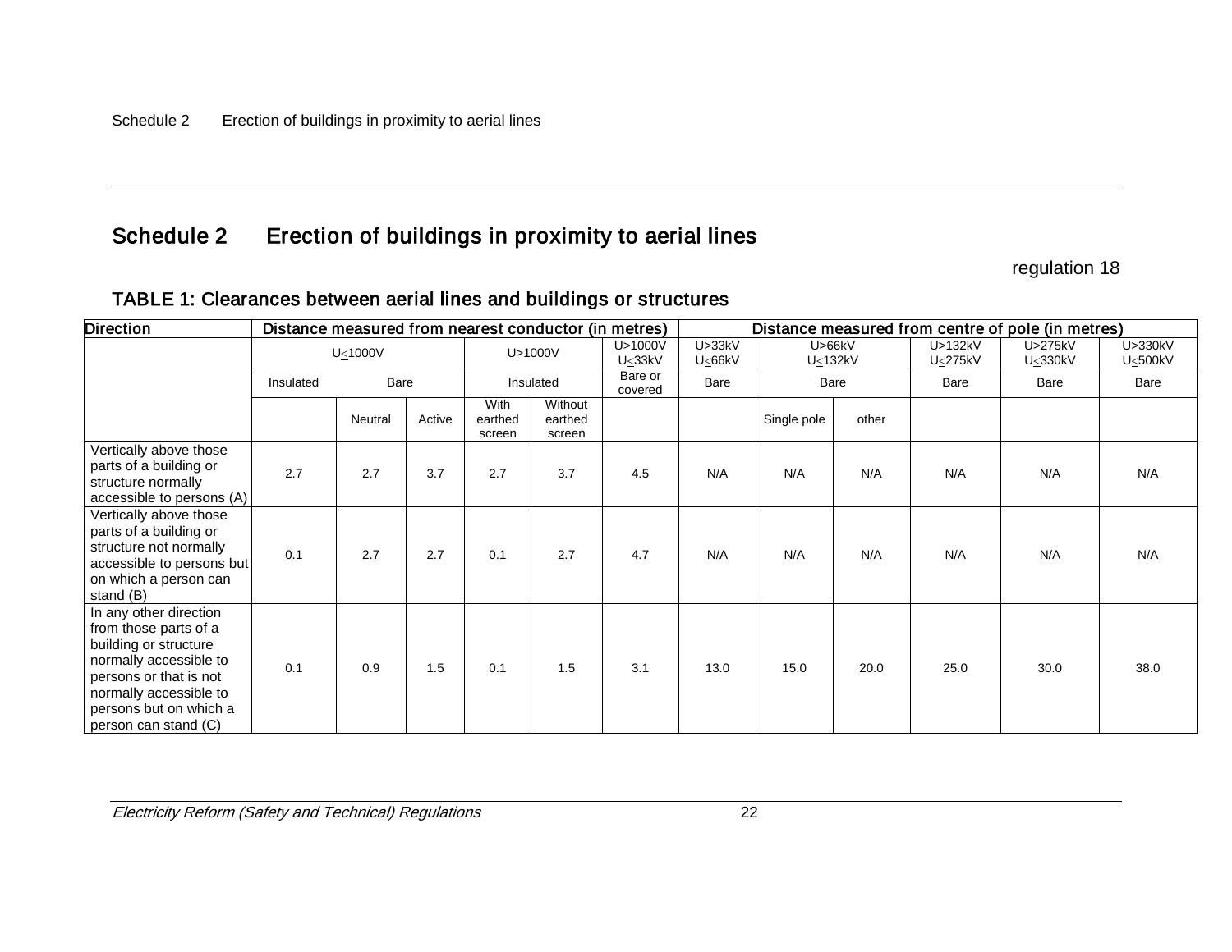# Schedule 2 Erection of buildings in proximity to aerial lines

regulation 18

## TABLE 1: Clearances between aerial lines and buildings or structures

| Direction | Distance measured from nearest conductor (in metres) | | | | | | Distance measured from centre of pole (in metres) | | | | | |
|---|---|---|---|---|---|---|---|---|---|---|---|---|
| | U≤1000V | | | U>1000V | | U>1000V U≤33kV | U>33kV U≤66kV | U>66kV U≤132kV | | U>132kV U≤275kV | U>275kV U≤330kV | U>330kV U≤500kV |
| | Insulated | Bare | | Insulated | | Bare or covered | Bare | Bare | | Bare | Bare | Bare |
| | | Neutral | Active | With earthed screen | Without earthed screen | | | Single pole | other | | | |
| Vertically above those parts of a building or structure normally accessible to persons (A) | 2.7 | 2.7 | 3.7 | 2.7 | 3.7 | 4.5 | N/A | N/A | N/A | N/A | N/A | N/A |
| Vertically above those parts of a building or structure not normally accessible to persons but on which a person can stand (B) | 0.1 | 2.7 | 2.7 | 0.1 | 2.7 | 4.7 | N/A | N/A | N/A | N/A | N/A | N/A |
| In any other direction from those parts of a building or structure normally accessible to persons or that is not normally accessible to persons but on which a person can stand (C) | 0.1 | 0.9 | 1.5 | 0.1 | 1.5 | 3.1 | 13.0 | 15.0 | 20.0 | 25.0 | 30.0 | 38.0 |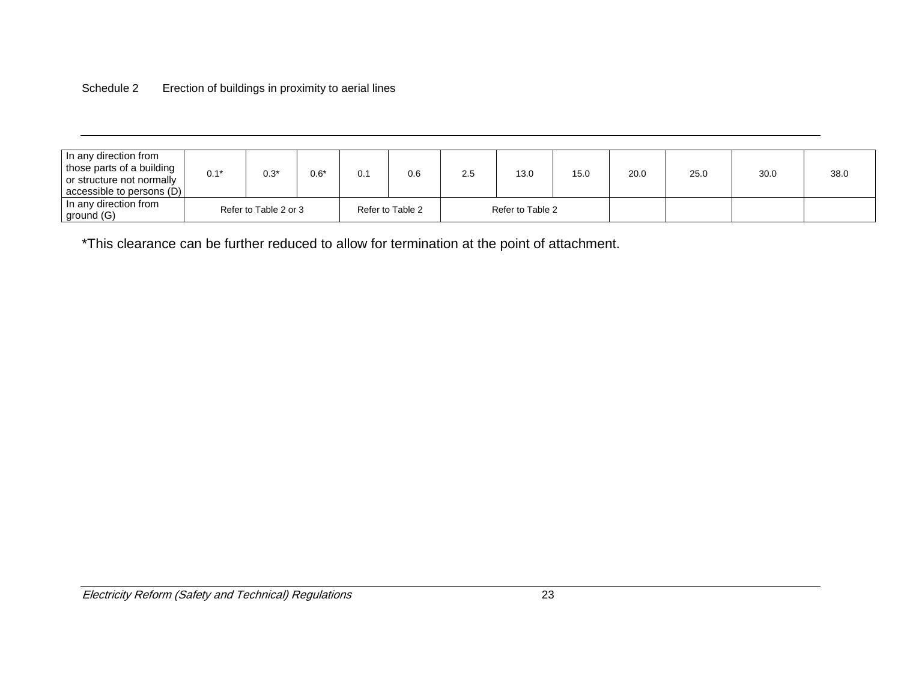Schedule 2 Erection of buildings in proximity to aerial lines

| | | | | | | | | | | | | |
|---|---|---|---|---|---|---|---|---|---|---|---|---|
| In any direction from those parts of a building or structure not normally accessible to persons (D) | 0.1* | 0.3* | 0.6* | 0.1 | 0.6 | 2.5 | 13.0 | 15.0 | 20.0 | 25.0 | 30.0 | 38.0 |
| In any direction from ground (G) | Refer to Table 2 or 3 | | | Refer to Table 2 | | Refer to Table 2 | | | | | | |

*This clearance can be further reduced to allow for termination at the point of attachment.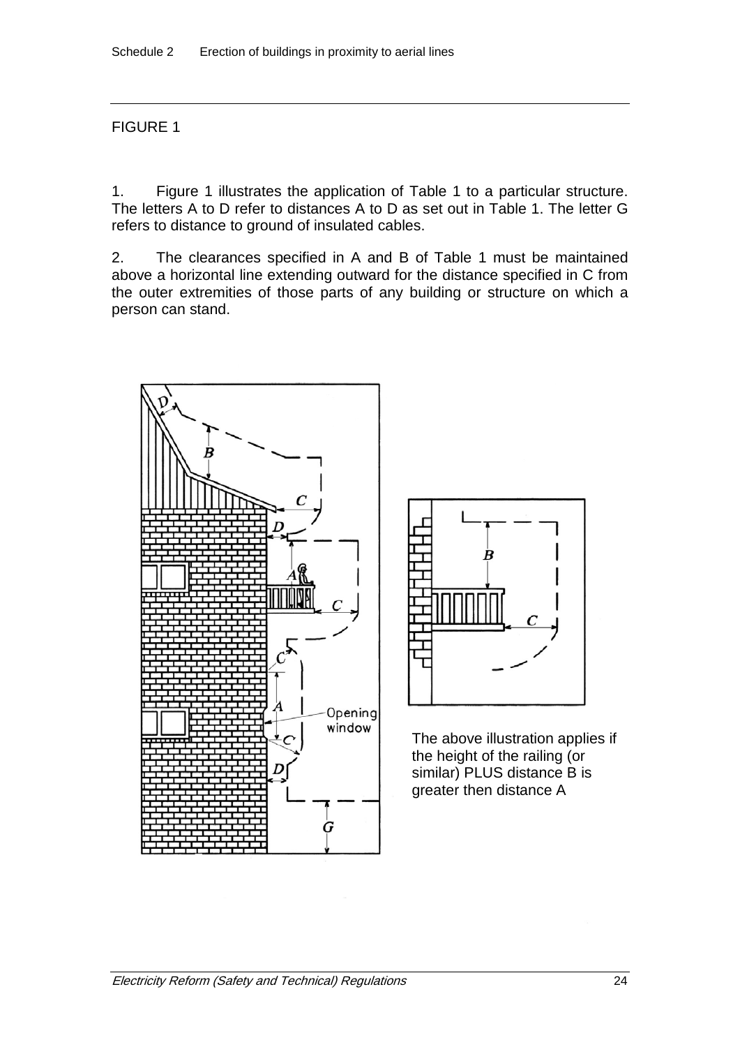FIGURE 1

1. Figure 1 illustrates the application of Table 1 to a particular structure. The letters A to D refer to distances A to D as set out in Table 1. The letter G refers to distance to ground of insulated cables.

2. The clearances specified in A and B of Table 1 must be maintained above a horizontal line extending outward for the distance specified in C from the outer extremities of those parts of any building or structure on which a person can stand.

The above illustration applies if the height of the railing (or similar) PLUS distance B is greater then distance A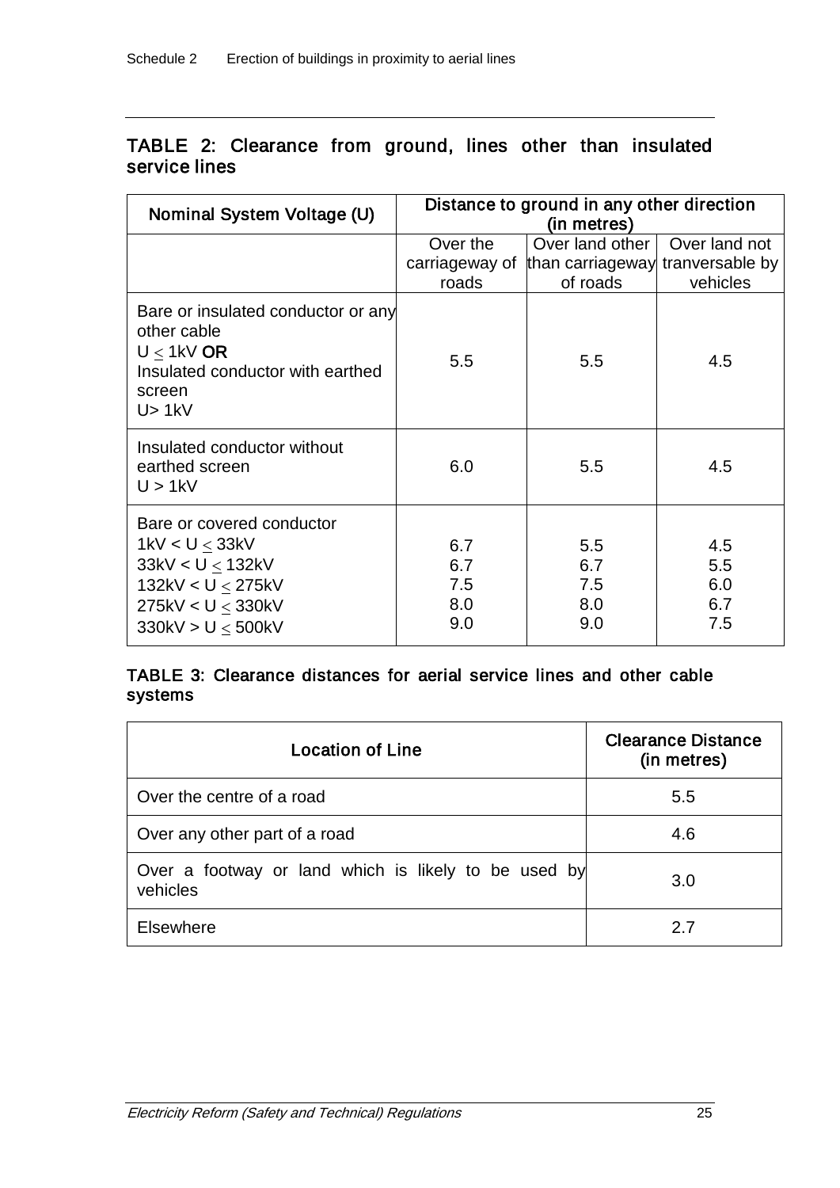## TABLE 2: Clearance from ground, lines other than insulated service lines

| Nominal System Voltage (U) | Distance to ground in any other direction (in metres) | | |
|---|---|---|---|
| | Over the carriageway of roads | Over land other than carriageway of roads | Over land not tranversable by vehicles |
| Bare or insulated conductor or any other cable<br>U ≤ 1kV **OR**<br>Insulated conductor with earthed screen<br>U> 1kV | 5.5 | 5.5 | 4.5 |
| Insulated conductor without earthed screen<br>U > 1kV | 6.0 | 5.5 | 4.5 |
| Bare or covered conductor<br>1kV < U ≤ 33kV<br>33kV < U ≤ 132kV<br>132kV < U ≤ 275kV<br>275kV < U ≤ 330kV<br>330kV > U ≤ 500kV | 6.7<br>6.7<br>7.5<br>8.0<br>9.0 | 5.5<br>6.7<br>7.5<br>8.0<br>9.0 | 4.5<br>5.5<br>6.0<br>6.7<br>7.5 |

## TABLE 3: Clearance distances for aerial service lines and other cable systems

| Location of Line | Clearance Distance (in metres) |
|---|---|
| Over the centre of a road | 5.5 |
| Over any other part of a road | 4.6 |
| Over a footway or land which is likely to be used by vehicles | 3.0 |
| Elsewhere | 2.7 |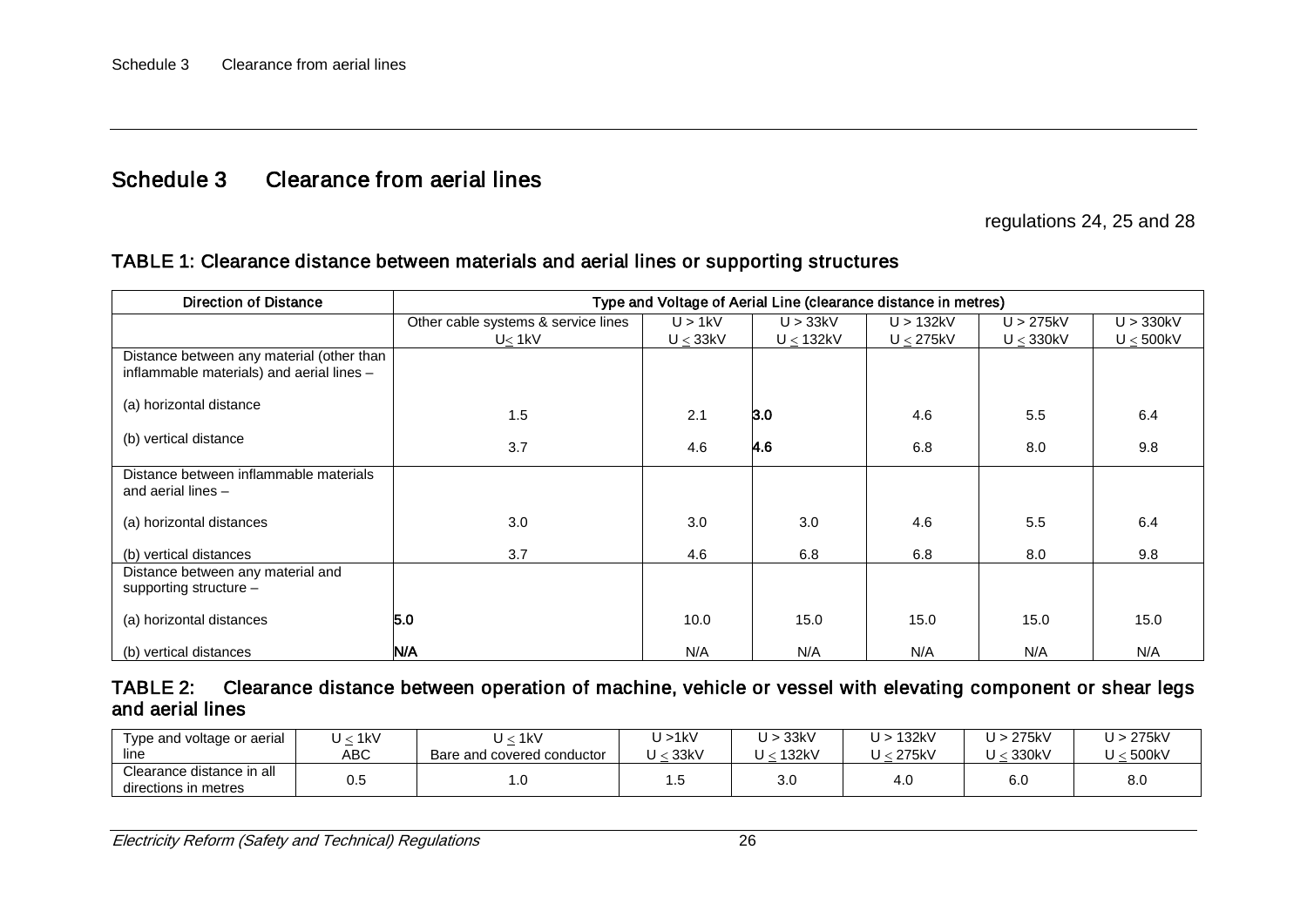# Schedule 3 Clearance from aerial lines

regulations 24, 25 and 28

### TABLE 1: Clearance distance between materials and aerial lines or supporting structures

| Direction of Distance | Type and Voltage of Aerial Line (clearance distance in metres) | | | | | |
|---|---|---|---|---|---|---|
| | Other cable systems & service lines U≤ 1kV | U > 1kV U ≤ 33kV | U > 33kV U ≤ 132kV | U > 132kV U ≤ 275kV | U > 275kV U ≤ 330kV | U > 330kV U ≤ 500kV |
| Distance between any material (other than inflammable materials) and aerial lines – | | | | | | |
| (a) horizontal distance | 1.5 | 2.1 | **3.0** | 4.6 | 5.5 | 6.4 |
| (b) vertical distance | 3.7 | 4.6 | **4.6** | 6.8 | 8.0 | 9.8 |
| Distance between inflammable materials and aerial lines – | | | | | | |
| (a) horizontal distances | 3.0 | 3.0 | 3.0 | 4.6 | 5.5 | 6.4 |
| (b) vertical distances | 3.7 | 4.6 | 6.8 | 6.8 | 8.0 | 9.8 |
| Distance between any material and supporting structure – | | | | | | |
| (a) horizontal distances | **5.0** | 10.0 | 15.0 | 15.0 | 15.0 | 15.0 |
| (b) vertical distances | **N/A** | N/A | N/A | N/A | N/A | N/A |

### TABLE 2: Clearance distance between operation of machine, vehicle or vessel with elevating component or shear legs and aerial lines

| Type and voltage or aerial line | U ≤ 1kV ABC | U ≤ 1kV Bare and covered conductor | U >1kV U ≤ 33kV | U > 33kV U ≤ 132kV | U > 132kV U ≤ 275kV | U > 275kV U ≤ 330kV | U > 275kV U ≤ 500kV |
|---|---|---|---|---|---|---|---|
| Clearance distance in all directions in metres | 0.5 | 1.0 | 1.5 | 3.0 | 4.0 | 6.0 | 8.0 |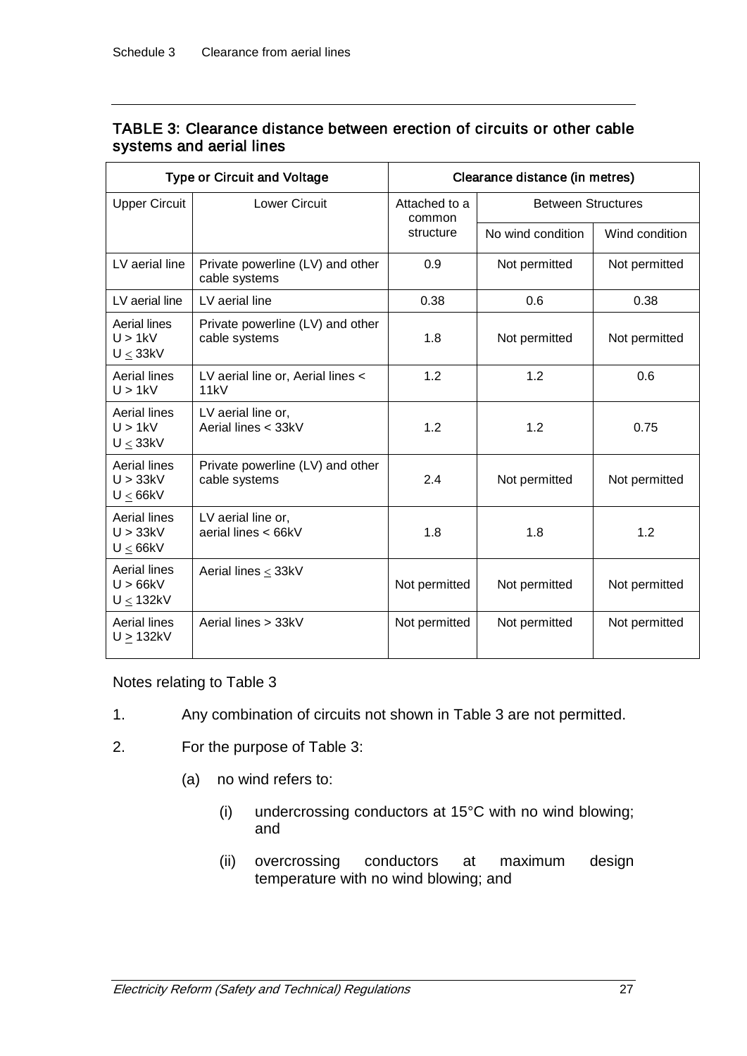## TABLE 3: Clearance distance between erection of circuits or other cable systems and aerial lines

| Type or Circuit and Voltage | | Clearance distance (in metres) | | |
|---|---|---|---|---|
| Upper Circuit | Lower Circuit | Attached to a common structure | Between Structures | |
| | | | No wind condition | Wind condition |
| LV aerial line | Private powerline (LV) and other cable systems | 0.9 | Not permitted | Not permitted |
| LV aerial line | LV aerial line | 0.38 | 0.6 | 0.38 |
| Aerial lines U > 1kV U ≤ 33kV | Private powerline (LV) and other cable systems | 1.8 | Not permitted | Not permitted |
| Aerial lines U > 1kV | LV aerial line or, Aerial lines < 11kV | 1.2 | 1.2 | 0.6 |
| Aerial lines U > 1kV U ≤ 33kV | LV aerial line or, Aerial lines < 33kV | 1.2 | 1.2 | 0.75 |
| Aerial lines U > 33kV U ≤ 66kV | Private powerline (LV) and other cable systems | 2.4 | Not permitted | Not permitted |
| Aerial lines U > 33kV U ≤ 66kV | LV aerial line or, aerial lines < 66kV | 1.8 | 1.8 | 1.2 |
| Aerial lines U > 66kV U ≤ 132kV | Aerial lines ≤ 33kV | Not permitted | Not permitted | Not permitted |
| Aerial lines U ≥ 132kV | Aerial lines > 33kV | Not permitted | Not permitted | Not permitted |

Notes relating to Table 3

1. Any combination of circuits not shown in Table 3 are not permitted.

2. For the purpose of Table 3:

   (a) no wind refers to:

      (i) undercrossing conductors at 15°C with no wind blowing; and

      (ii) overcrossing conductors at maximum design temperature with no wind blowing; and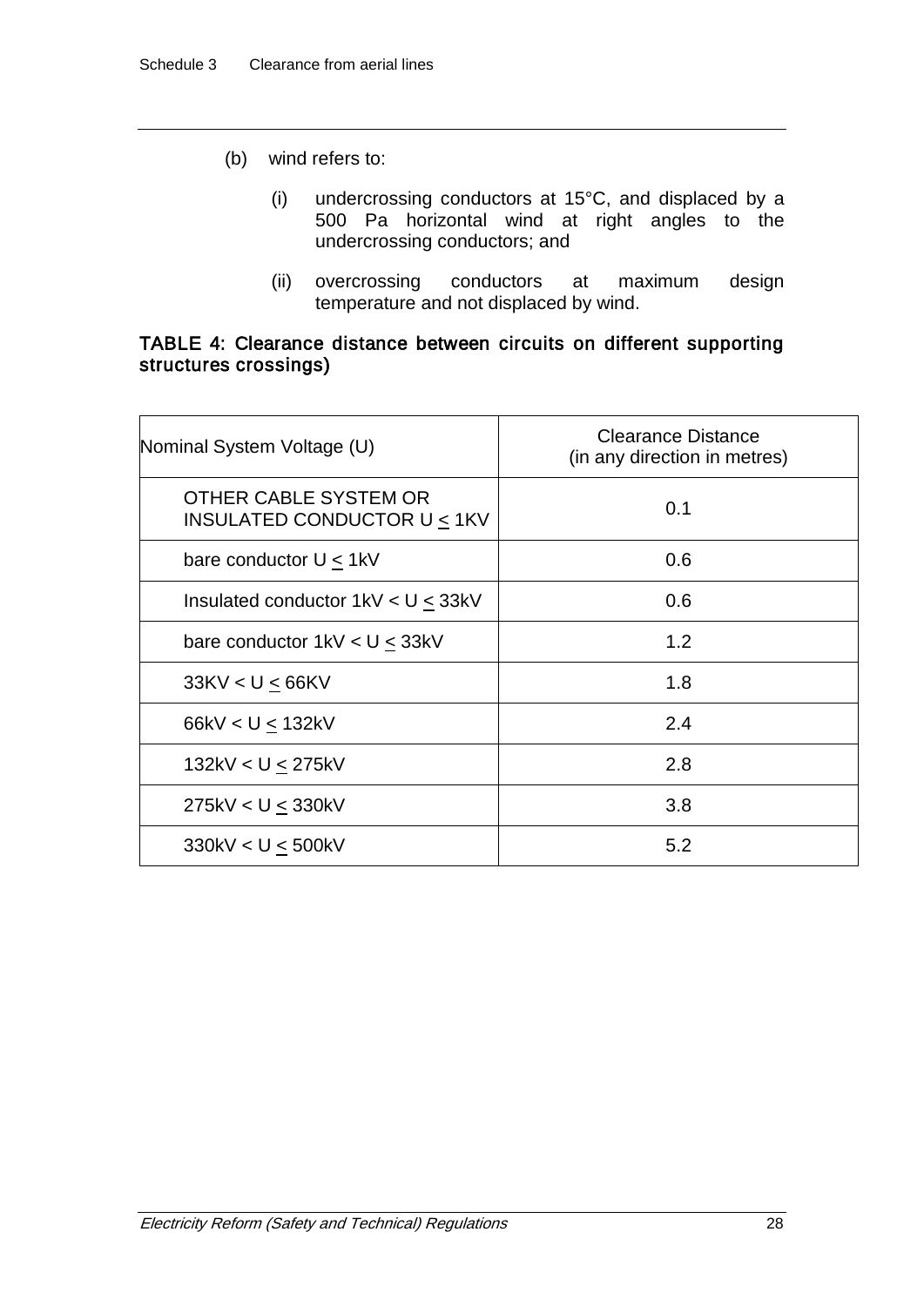(b) wind refers to:

(i) undercrossing conductors at 15°C, and displaced by a 500 Pa horizontal wind at right angles to the undercrossing conductors; and

(ii) overcrossing conductors at maximum design temperature and not displaced by wind.

**TABLE 4: Clearance distance between circuits on different supporting structures crossings)**

| Nominal System Voltage (U) | Clearance Distance (in any direction in metres) |
|---|---|
| OTHER CABLE SYSTEM OR INSULATED CONDUCTOR U ≤ 1KV | 0.1 |
| bare conductor U ≤ 1kV | 0.6 |
| Insulated conductor 1kV < U ≤ 33kV | 0.6 |
| bare conductor 1kV < U ≤ 33kV | 1.2 |
| 33KV < U ≤ 66KV | 1.8 |
| 66kV < U ≤ 132kV | 2.4 |
| 132kV < U ≤ 275kV | 2.8 |
| 275kV < U ≤ 330kV | 3.8 |
| 330kV < U ≤ 500kV | 5.2 |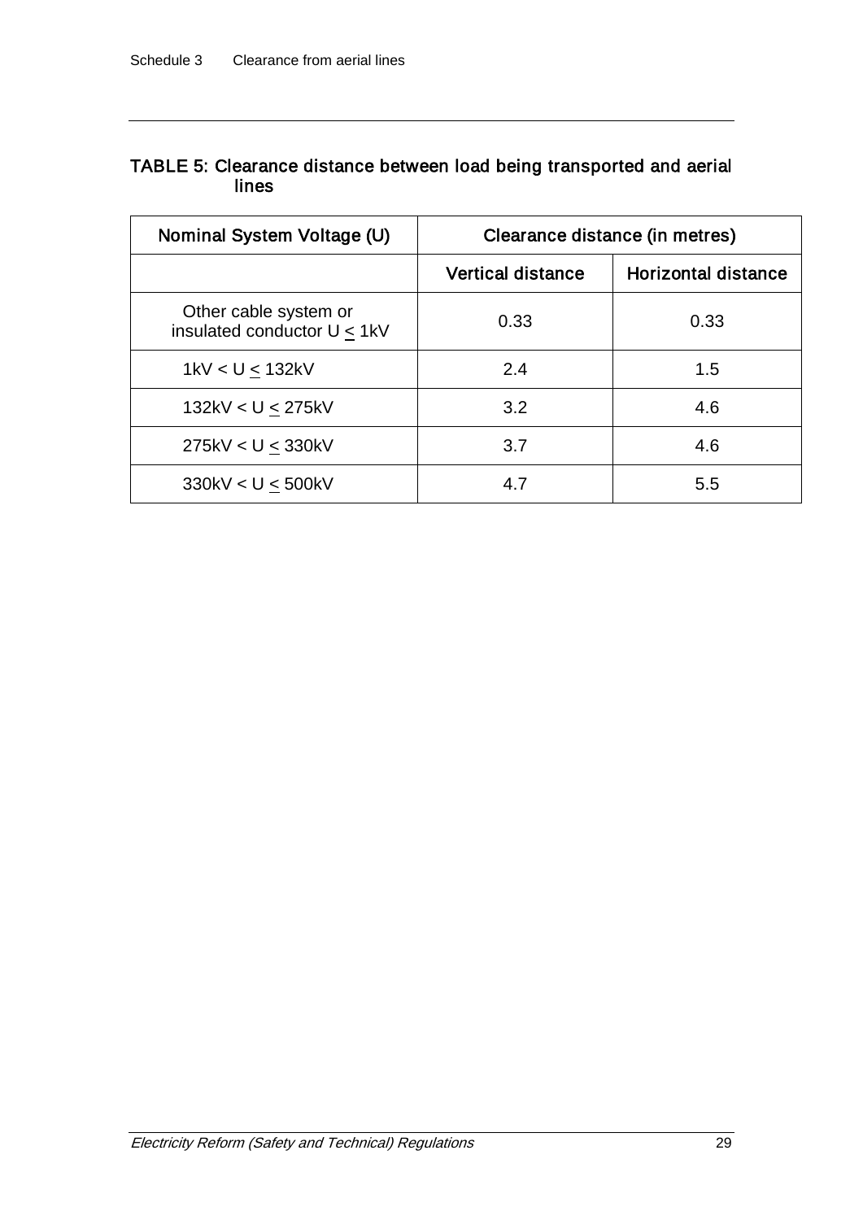### TABLE 5: Clearance distance between load being transported and aerial lines

| Nominal System Voltage (U) | Clearance distance (in metres) | |
|---|---|---|
| | Vertical distance | Horizontal distance |
| Other cable system or insulated conductor U ≤ 1kV | 0.33 | 0.33 |
| 1kV < U ≤ 132kV | 2.4 | 1.5 |
| 132kV < U ≤ 275kV | 3.2 | 4.6 |
| 275kV < U ≤ 330kV | 3.7 | 4.6 |
| 330kV < U ≤ 500kV | 4.7 | 5.5 |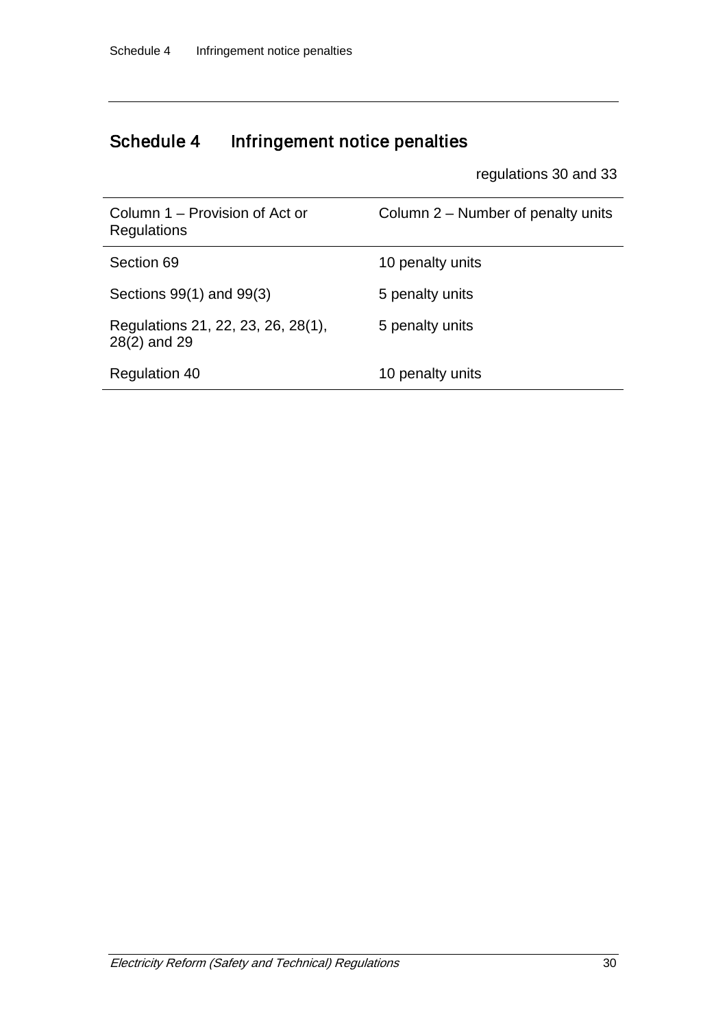# Schedule 4 Infringement notice penalties

regulations 30 and 33

| Column 1 – Provision of Act or Regulations | Column 2 – Number of penalty units |
| --- | --- |
| Section 69 | 10 penalty units |
| Sections 99(1) and 99(3) | 5 penalty units |
| Regulations 21, 22, 23, 26, 28(1), 28(2) and 29 | 5 penalty units |
| Regulation 40 | 10 penalty units |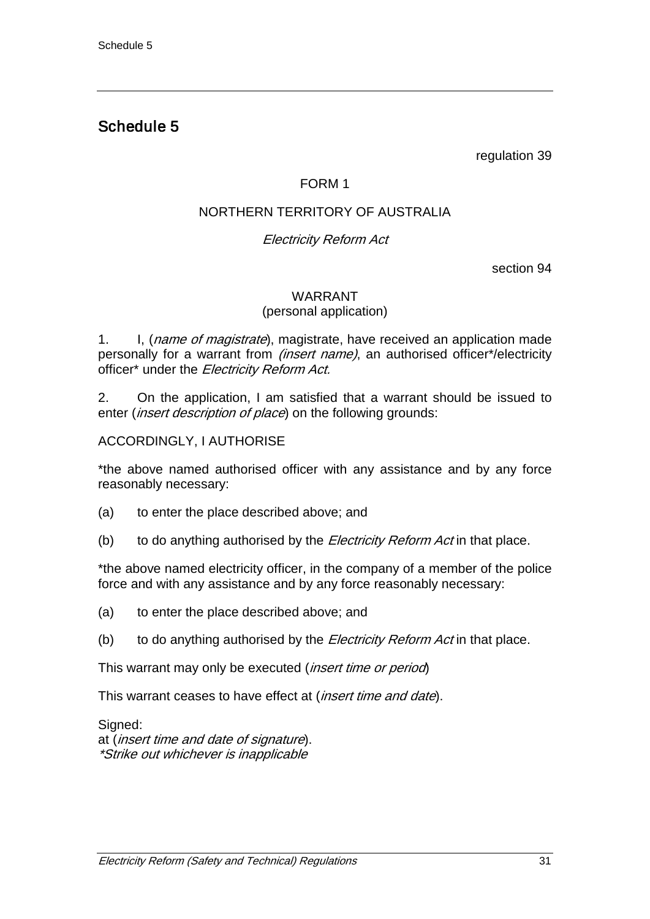# Schedule 5

regulation 39

FORM 1

NORTHERN TERRITORY OF AUSTRALIA

*Electricity Reform Act*

section 94

WARRANT
(personal application)

1. I, (*name of magistrate*), magistrate, have received an application made personally for a warrant from *(insert name)*, an authorised officer*/electricity officer* under the *Electricity Reform Act.*

2. On the application, I am satisfied that a warrant should be issued to enter (*insert description of place*) on the following grounds:

ACCORDINGLY, I AUTHORISE

*the above named authorised officer with any assistance and by any force reasonably necessary:

(a) to enter the place described above; and

(b) to do anything authorised by the *Electricity Reform Act* in that place.

*the above named electricity officer, in the company of a member of the police force and with any assistance and by any force reasonably necessary:

(a) to enter the place described above; and

(b) to do anything authorised by the *Electricity Reform Act* in that place.

This warrant may only be executed (*insert time or period*)

This warrant ceases to have effect at (*insert time and date*).

Signed:
at (*insert time and date of signature*).
**Strike out whichever is inapplicable*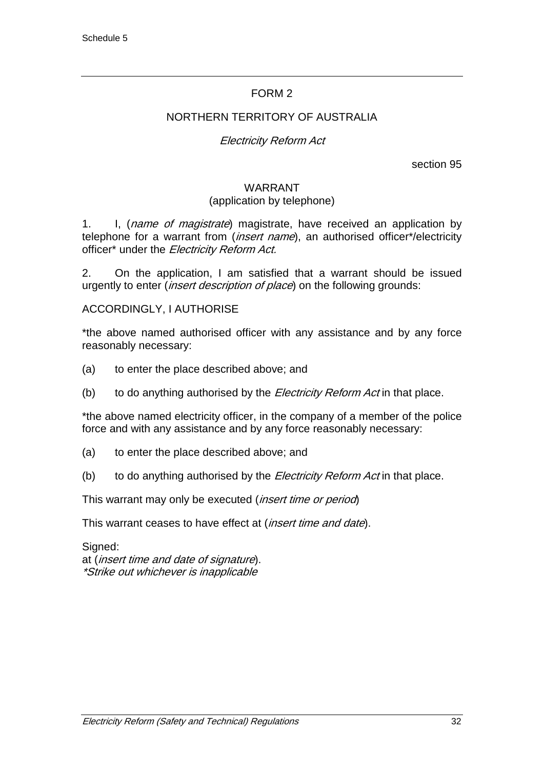Schedule 5

---

## FORM 2

NORTHERN TERRITORY OF AUSTRALIA

*Electricity Reform Act*

section 95

### WARRANT
(application by telephone)

1. I, (*name of magistrate*) magistrate, have received an application by telephone for a warrant from (*insert name*), an authorised officer*/electricity officer* under the *Electricity Reform Act.*

2. On the application, I am satisfied that a warrant should be issued urgently to enter (*insert description of place*) on the following grounds:

ACCORDINGLY, I AUTHORISE

*the above named authorised officer with any assistance and by any force reasonably necessary:

(a) to enter the place described above; and

(b) to do anything authorised by the *Electricity Reform Act* in that place.

*the above named electricity officer, in the company of a member of the police force and with any assistance and by any force reasonably necessary:

(a) to enter the place described above; and

(b) to do anything authorised by the *Electricity Reform Act* in that place.

This warrant may only be executed (*insert time or period*)

This warrant ceases to have effect at (*insert time and date*).

Signed:
at (*insert time and date of signature*).
*\*Strike out whichever is inapplicable*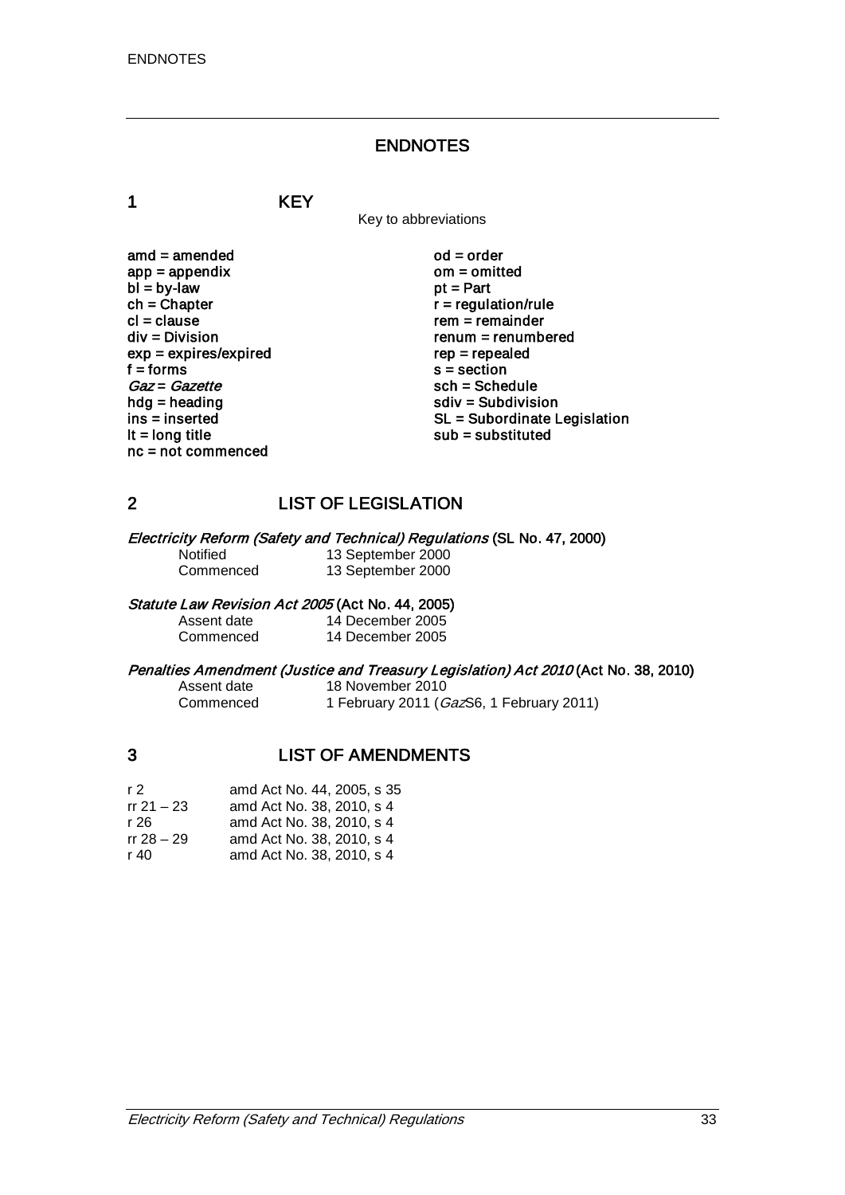# ENDNOTES

## 1 KEY

Key to abbreviations

amd = amended
app = appendix
bl = by-law
ch = Chapter
cl = clause
div = Division
exp = expires/expired
f = forms
*Gaz* = *Gazette*
hdg = heading
ins = inserted
lt = long title
nc = not commenced
od = order
om = omitted
pt = Part
r = regulation/rule
rem = remainder
renum = renumbered
rep = repealed
s = section
sch = Schedule
sdiv = Subdivision
SL = Subordinate Legislation
sub = substituted

## 2 LIST OF LEGISLATION

***Electricity Reform (Safety and Technical) Regulations*** **(SL No. 47, 2000)**

| | |
|---|---|
| Notified | 13 September 2000 |
| Commenced | 13 September 2000 |

***Statute Law Revision Act 2005*** **(Act No. 44, 2005)**

| | |
|---|---|
| Assent date | 14 December 2005 |
| Commenced | 14 December 2005 |

***Penalties Amendment (Justice and Treasury Legislation) Act 2010*** **(Act No. 38, 2010)**

| | |
|---|---|
| Assent date | 18 November 2010 |
| Commenced | 1 February 2011 (*Gaz*S6, 1 February 2011) |

## 3 LIST OF AMENDMENTS

| | |
|---|---|
| r 2 | amd Act No. 44, 2005, s 35 |
| rr 21 – 23 | amd Act No. 38, 2010, s 4 |
| r 26 | amd Act No. 38, 2010, s 4 |
| rr 28 – 29 | amd Act No. 38, 2010, s 4 |
| r 40 | amd Act No. 38, 2010, s 4 |